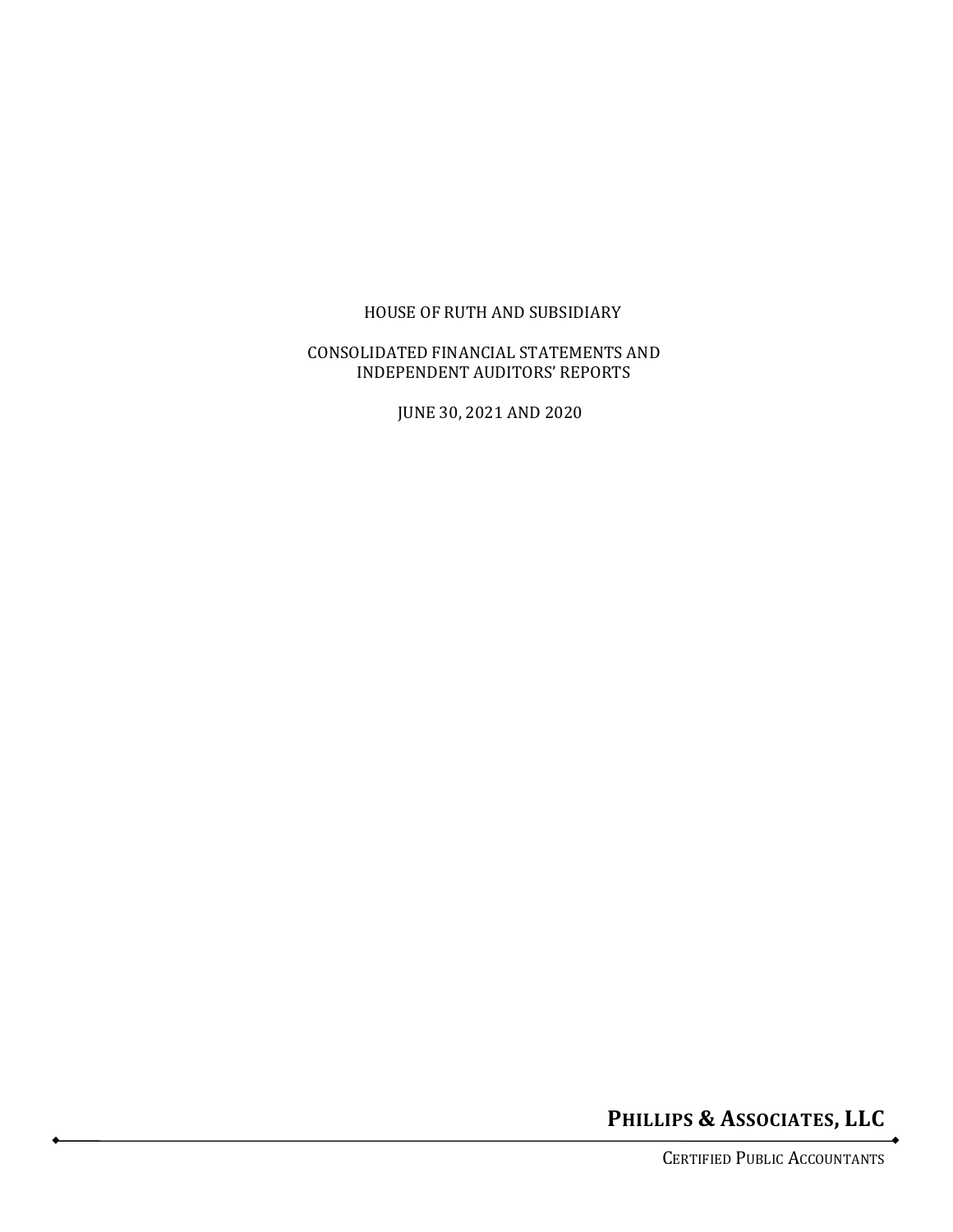# HOUSE OF RUTH AND SUBSIDIARY

## CONSOLIDATED FINANCIAL STATEMENTS AND INDEPENDENT AUDITORS' REPORTS

JUNE 30, 2021 AND 2020

**PHILLIPS & ASSOCIATES, LLC**

CERTIFIED PUBLIC ACCOUNTANTS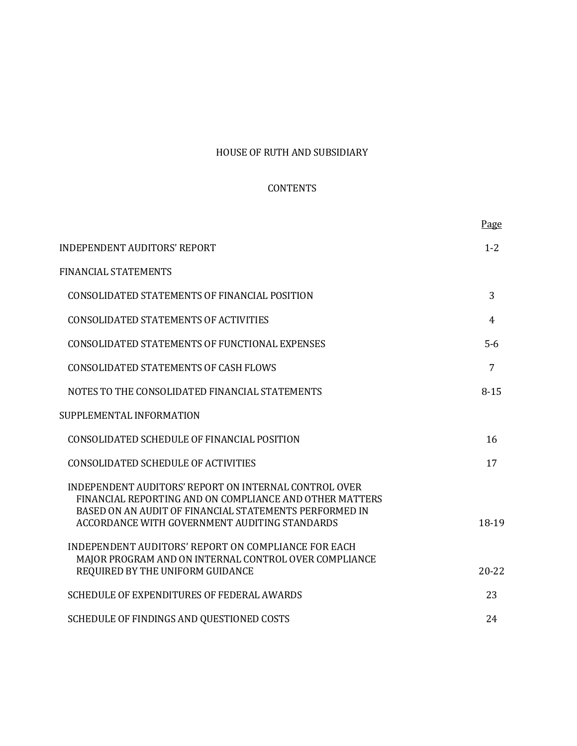# HOUSE OF RUTH AND SUBSIDIARY

## CONTENTS

| | Page |
|---|---|
| INDEPENDENT AUDITORS' REPORT | 1-2 |
| FINANCIAL STATEMENTS | |
| CONSOLIDATED STATEMENTS OF FINANCIAL POSITION | 3 |
| CONSOLIDATED STATEMENTS OF ACTIVITIES | 4 |
| CONSOLIDATED STATEMENTS OF FUNCTIONAL EXPENSES | 5-6 |
| CONSOLIDATED STATEMENTS OF CASH FLOWS | 7 |
| NOTES TO THE CONSOLIDATED FINANCIAL STATEMENTS | 8-15 |
| SUPPLEMENTAL INFORMATION | |
| CONSOLIDATED SCHEDULE OF FINANCIAL POSITION | 16 |
| CONSOLIDATED SCHEDULE OF ACTIVITIES | 17 |
| INDEPENDENT AUDITORS' REPORT ON INTERNAL CONTROL OVER FINANCIAL REPORTING AND ON COMPLIANCE AND OTHER MATTERS BASED ON AN AUDIT OF FINANCIAL STATEMENTS PERFORMED IN ACCORDANCE WITH GOVERNMENT AUDITING STANDARDS | 18-19 |
| INDEPENDENT AUDITORS' REPORT ON COMPLIANCE FOR EACH MAJOR PROGRAM AND ON INTERNAL CONTROL OVER COMPLIANCE REQUIRED BY THE UNIFORM GUIDANCE | 20-22 |
| SCHEDULE OF EXPENDITURES OF FEDERAL AWARDS | 23 |
| SCHEDULE OF FINDINGS AND QUESTIONED COSTS | 24 |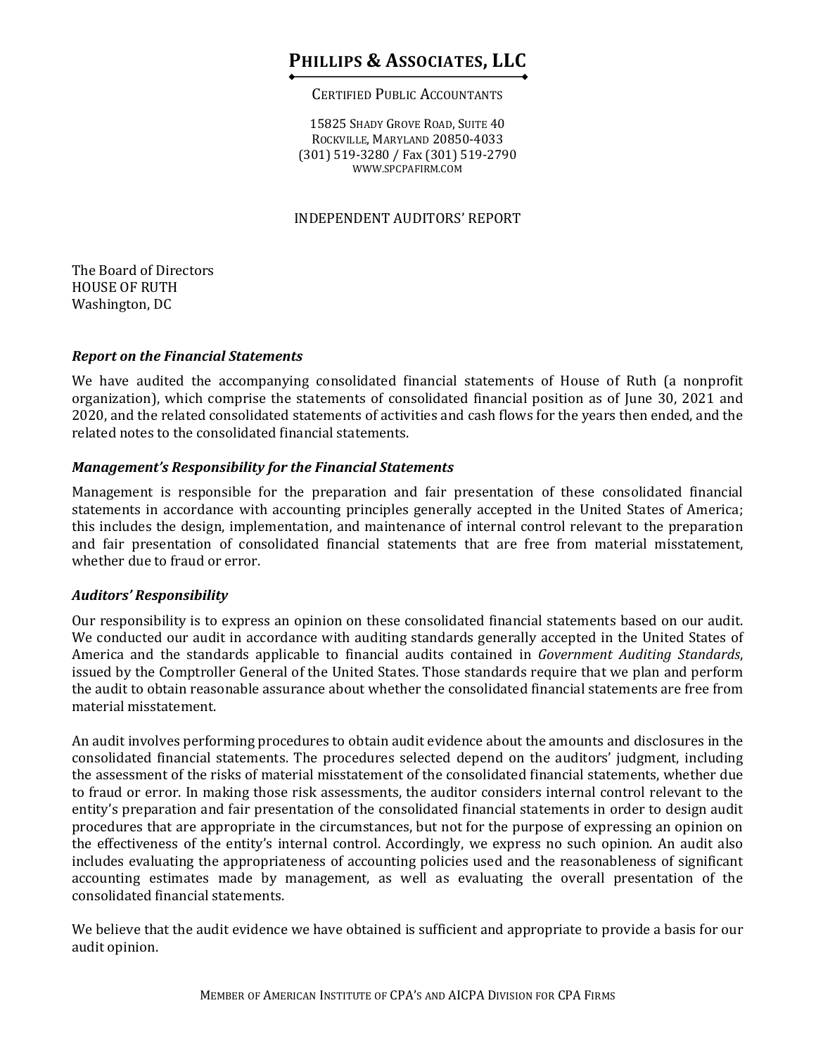# PHILLIPS & ASSOCIATES, LLC

CERTIFIED PUBLIC ACCOUNTANTS

15825 SHADY GROVE ROAD, SUITE 40
ROCKVILLE, MARYLAND 20850-4033
(301) 519-3280 / Fax (301) 519-2790
WWW.SPCPAFIRM.COM

## INDEPENDENT AUDITORS' REPORT

The Board of Directors
HOUSE OF RUTH
Washington, DC

### *Report on the Financial Statements*

We have audited the accompanying consolidated financial statements of House of Ruth (a nonprofit organization), which comprise the statements of consolidated financial position as of June 30, 2021 and 2020, and the related consolidated statements of activities and cash flows for the years then ended, and the related notes to the consolidated financial statements.

### *Management's Responsibility for the Financial Statements*

Management is responsible for the preparation and fair presentation of these consolidated financial statements in accordance with accounting principles generally accepted in the United States of America; this includes the design, implementation, and maintenance of internal control relevant to the preparation and fair presentation of consolidated financial statements that are free from material misstatement, whether due to fraud or error.

### *Auditors' Responsibility*

Our responsibility is to express an opinion on these consolidated financial statements based on our audit. We conducted our audit in accordance with auditing standards generally accepted in the United States of America and the standards applicable to financial audits contained in *Government Auditing Standards*, issued by the Comptroller General of the United States. Those standards require that we plan and perform the audit to obtain reasonable assurance about whether the consolidated financial statements are free from material misstatement.

An audit involves performing procedures to obtain audit evidence about the amounts and disclosures in the consolidated financial statements. The procedures selected depend on the auditors' judgment, including the assessment of the risks of material misstatement of the consolidated financial statements, whether due to fraud or error. In making those risk assessments, the auditor considers internal control relevant to the entity's preparation and fair presentation of the consolidated financial statements in order to design audit procedures that are appropriate in the circumstances, but not for the purpose of expressing an opinion on the effectiveness of the entity's internal control. Accordingly, we express no such opinion. An audit also includes evaluating the appropriateness of accounting policies used and the reasonableness of significant accounting estimates made by management, as well as evaluating the overall presentation of the consolidated financial statements.

We believe that the audit evidence we have obtained is sufficient and appropriate to provide a basis for our audit opinion.

MEMBER OF AMERICAN INSTITUTE OF CPA'S AND AICPA DIVISION FOR CPA FIRMS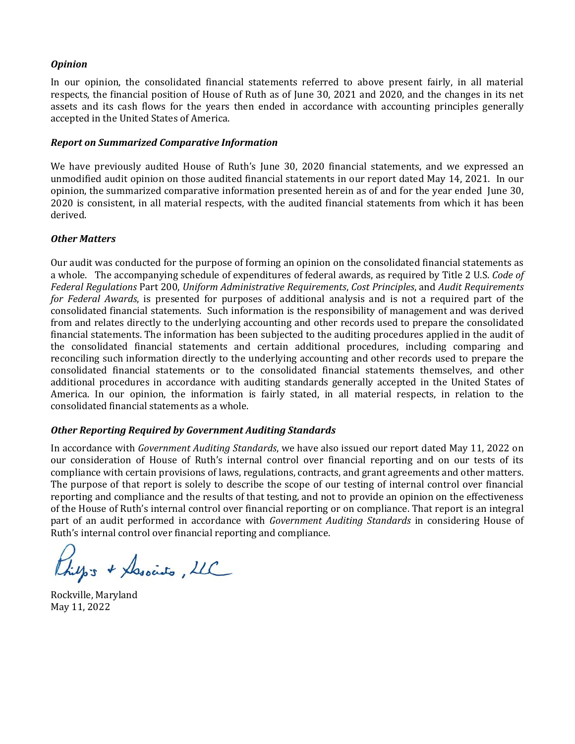### *Opinion*

In our opinion, the consolidated financial statements referred to above present fairly, in all material respects, the financial position of House of Ruth as of June 30, 2021 and 2020, and the changes in its net assets and its cash flows for the years then ended in accordance with accounting principles generally accepted in the United States of America.

### *Report on Summarized Comparative Information*

We have previously audited House of Ruth's June 30, 2020 financial statements, and we expressed an unmodified audit opinion on those audited financial statements in our report dated May 14, 2021. In our opinion, the summarized comparative information presented herein as of and for the year ended June 30, 2020 is consistent, in all material respects, with the audited financial statements from which it has been derived.

### *Other Matters*

Our audit was conducted for the purpose of forming an opinion on the consolidated financial statements as a whole. The accompanying schedule of expenditures of federal awards, as required by Title 2 U.S. *Code of Federal Regulations* Part 200, *Uniform Administrative Requirements*, *Cost Principles*, and *Audit Requirements for Federal Awards*, is presented for purposes of additional analysis and is not a required part of the consolidated financial statements. Such information is the responsibility of management and was derived from and relates directly to the underlying accounting and other records used to prepare the consolidated financial statements. The information has been subjected to the auditing procedures applied in the audit of the consolidated financial statements and certain additional procedures, including comparing and reconciling such information directly to the underlying accounting and other records used to prepare the consolidated financial statements or to the consolidated financial statements themselves, and other additional procedures in accordance with auditing standards generally accepted in the United States of America. In our opinion, the information is fairly stated, in all material respects, in relation to the consolidated financial statements as a whole.

### *Other Reporting Required by Government Auditing Standards*

In accordance with *Government Auditing Standards*, we have also issued our report dated May 11, 2022 on our consideration of House of Ruth's internal control over financial reporting and on our tests of its compliance with certain provisions of laws, regulations, contracts, and grant agreements and other matters. The purpose of that report is solely to describe the scope of our testing of internal control over financial reporting and compliance and the results of that testing, and not to provide an opinion on the effectiveness of the House of Ruth's internal control over financial reporting or on compliance. That report is an integral part of an audit performed in accordance with *Government Auditing Standards* in considering House of Ruth's internal control over financial reporting and compliance.

Philips + Associates, LLC

Rockville, Maryland
May 11, 2022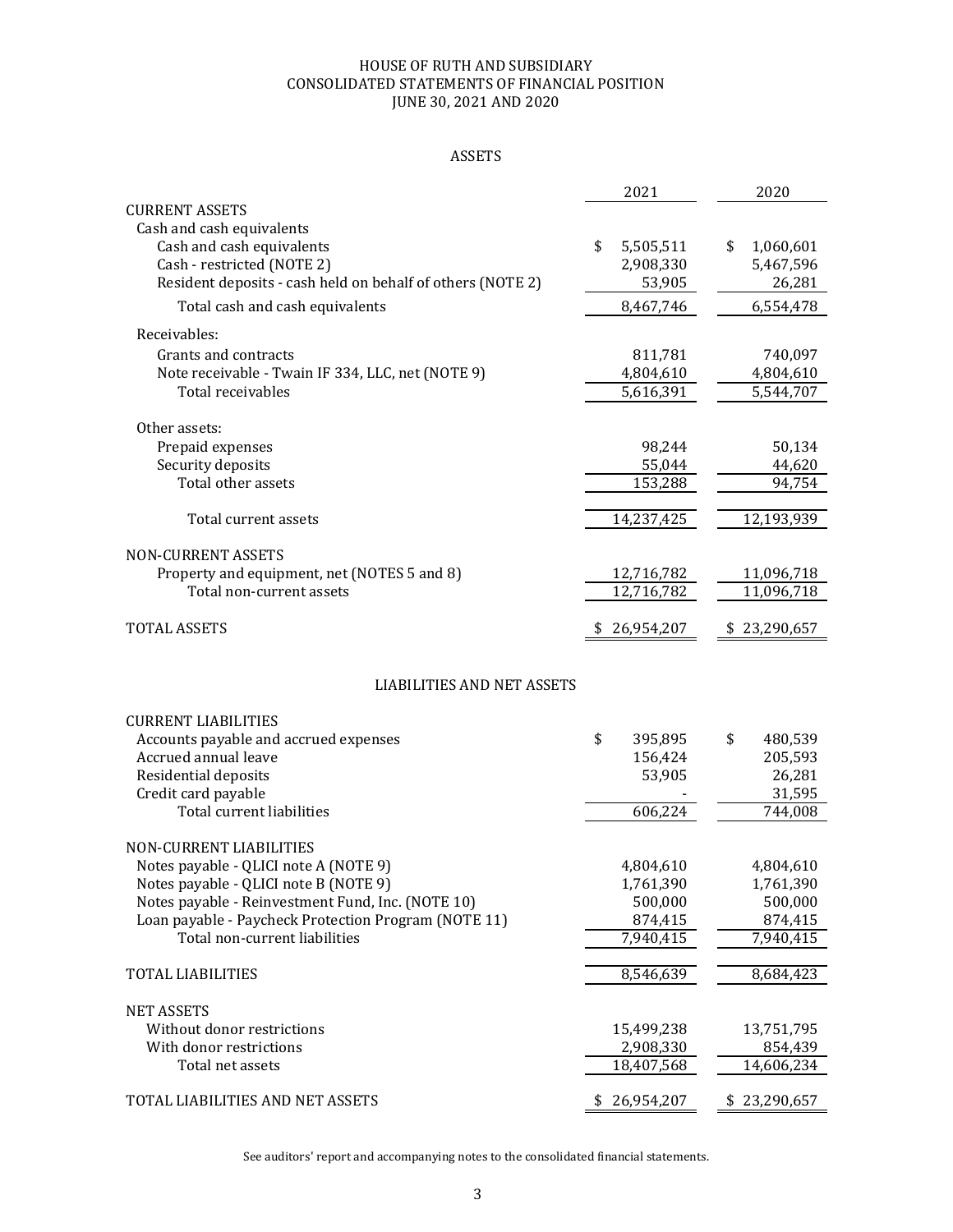# HOUSE OF RUTH AND SUBSIDIARY
## CONSOLIDATED STATEMENTS OF FINANCIAL POSITION
## JUNE 30, 2021 AND 2020

### ASSETS

| | 2021 | 2020 |
|---|---|---|
| **CURRENT ASSETS** | | |
| Cash and cash equivalents | | |
| Cash and cash equivalents | $ 5,505,511 | $ 1,060,601 |
| Cash - restricted (NOTE 2) | 2,908,330 | 5,467,596 |
| Resident deposits - cash held on behalf of others (NOTE 2) | 53,905 | 26,281 |
| Total cash and cash equivalents | 8,467,746 | 6,554,478 |
| Receivables: | | |
| Grants and contracts | 811,781 | 740,097 |
| Note receivable - Twain IF 334, LLC, net (NOTE 9) | 4,804,610 | 4,804,610 |
| Total receivables | 5,616,391 | 5,544,707 |
| Other assets: | | |
| Prepaid expenses | 98,244 | 50,134 |
| Security deposits | 55,044 | 44,620 |
| Total other assets | 153,288 | 94,754 |
| Total current assets | 14,237,425 | 12,193,939 |
| **NON-CURRENT ASSETS** | | |
| Property and equipment, net (NOTES 5 and 8) | 12,716,782 | 11,096,718 |
| Total non-current assets | 12,716,782 | 11,096,718 |
| **TOTAL ASSETS** | $ 26,954,207 | $ 23,290,657 |

### LIABILITIES AND NET ASSETS

| | 2021 | 2020 |
|---|---|---|
| **CURRENT LIABILITIES** | | |
| Accounts payable and accrued expenses | $ 395,895 | $ 480,539 |
| Accrued annual leave | 156,424 | 205,593 |
| Residential deposits | 53,905 | 26,281 |
| Credit card payable | - | 31,595 |
| Total current liabilities | 606,224 | 744,008 |
| **NON-CURRENT LIABILITIES** | | |
| Notes payable - QLICI note A (NOTE 9) | 4,804,610 | 4,804,610 |
| Notes payable - QLICI note B (NOTE 9) | 1,761,390 | 1,761,390 |
| Notes payable - Reinvestment Fund, Inc. (NOTE 10) | 500,000 | 500,000 |
| Loan payable - Paycheck Protection Program (NOTE 11) | 874,415 | 874,415 |
| Total non-current liabilities | 7,940,415 | 7,940,415 |
| **TOTAL LIABILITIES** | 8,546,639 | 8,684,423 |
| **NET ASSETS** | | |
| Without donor restrictions | 15,499,238 | 13,751,795 |
| With donor restrictions | 2,908,330 | 854,439 |
| Total net assets | 18,407,568 | 14,606,234 |
| **TOTAL LIABILITIES AND NET ASSETS** | $ 26,954,207 | $ 23,290,657 |

See auditors' report and accompanying notes to the consolidated financial statements.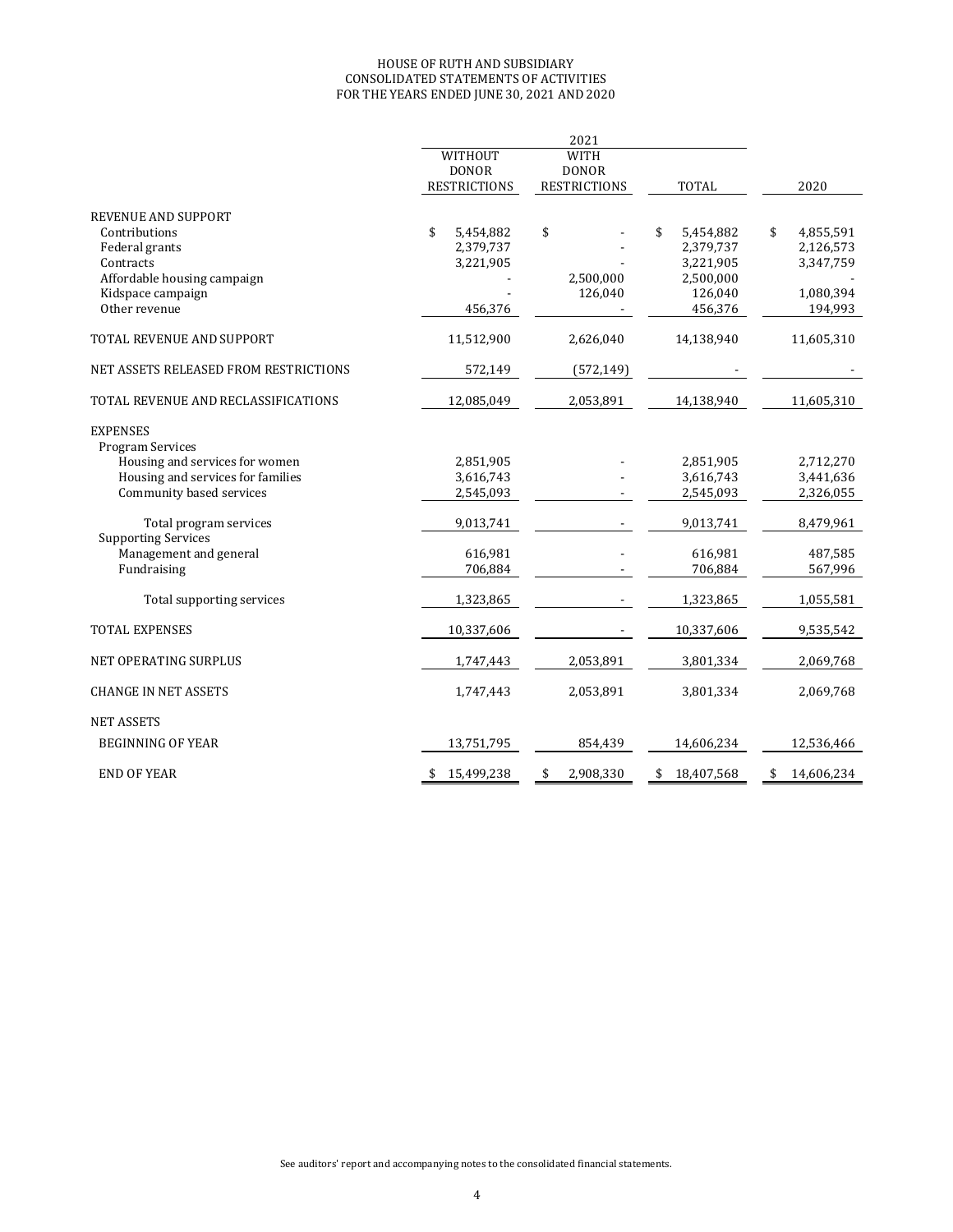# HOUSE OF RUTH AND SUBSIDIARY
## CONSOLIDATED STATEMENTS OF ACTIVITIES
### FOR THE YEARS ENDED JUNE 30, 2021 AND 2020

| | 2021 | | | |
|---|---|---|---|---|
| | WITHOUT DONOR RESTRICTIONS | WITH DONOR RESTRICTIONS | TOTAL | 2020 |
| **REVENUE AND SUPPORT** | | | | |
| Contributions | $ 5,454,882 | $ - | $ 5,454,882 | $ 4,855,591 |
| Federal grants | 2,379,737 | - | 2,379,737 | 2,126,573 |
| Contracts | 3,221,905 | - | 3,221,905 | 3,347,759 |
| Affordable housing campaign | - | 2,500,000 | 2,500,000 | - |
| Kidspace campaign | - | 126,040 | 126,040 | 1,080,394 |
| Other revenue | 456,376 | - | 456,376 | 194,993 |
| **TOTAL REVENUE AND SUPPORT** | 11,512,900 | 2,626,040 | 14,138,940 | 11,605,310 |
| **NET ASSETS RELEASED FROM RESTRICTIONS** | 572,149 | (572,149) | - | - |
| **TOTAL REVENUE AND RECLASSIFICATIONS** | 12,085,049 | 2,053,891 | 14,138,940 | 11,605,310 |
| **EXPENSES** | | | | |
| Program Services | | | | |
| Housing and services for women | 2,851,905 | - | 2,851,905 | 2,712,270 |
| Housing and services for families | 3,616,743 | - | 3,616,743 | 3,441,636 |
| Community based services | 2,545,093 | - | 2,545,093 | 2,326,055 |
| Total program services | 9,013,741 | - | 9,013,741 | 8,479,961 |
| Supporting Services | | | | |
| Management and general | 616,981 | - | 616,981 | 487,585 |
| Fundraising | 706,884 | - | 706,884 | 567,996 |
| Total supporting services | 1,323,865 | - | 1,323,865 | 1,055,581 |
| **TOTAL EXPENSES** | 10,337,606 | - | 10,337,606 | 9,535,542 |
| **NET OPERATING SURPLUS** | 1,747,443 | 2,053,891 | 3,801,334 | 2,069,768 |
| **CHANGE IN NET ASSETS** | 1,747,443 | 2,053,891 | 3,801,334 | 2,069,768 |
| **NET ASSETS** | | | | |
| BEGINNING OF YEAR | 13,751,795 | 854,439 | 14,606,234 | 12,536,466 |
| END OF YEAR | $ 15,499,238 | $ 2,908,330 | $ 18,407,568 | $ 14,606,234 |

See auditors' report and accompanying notes to the consolidated financial statements.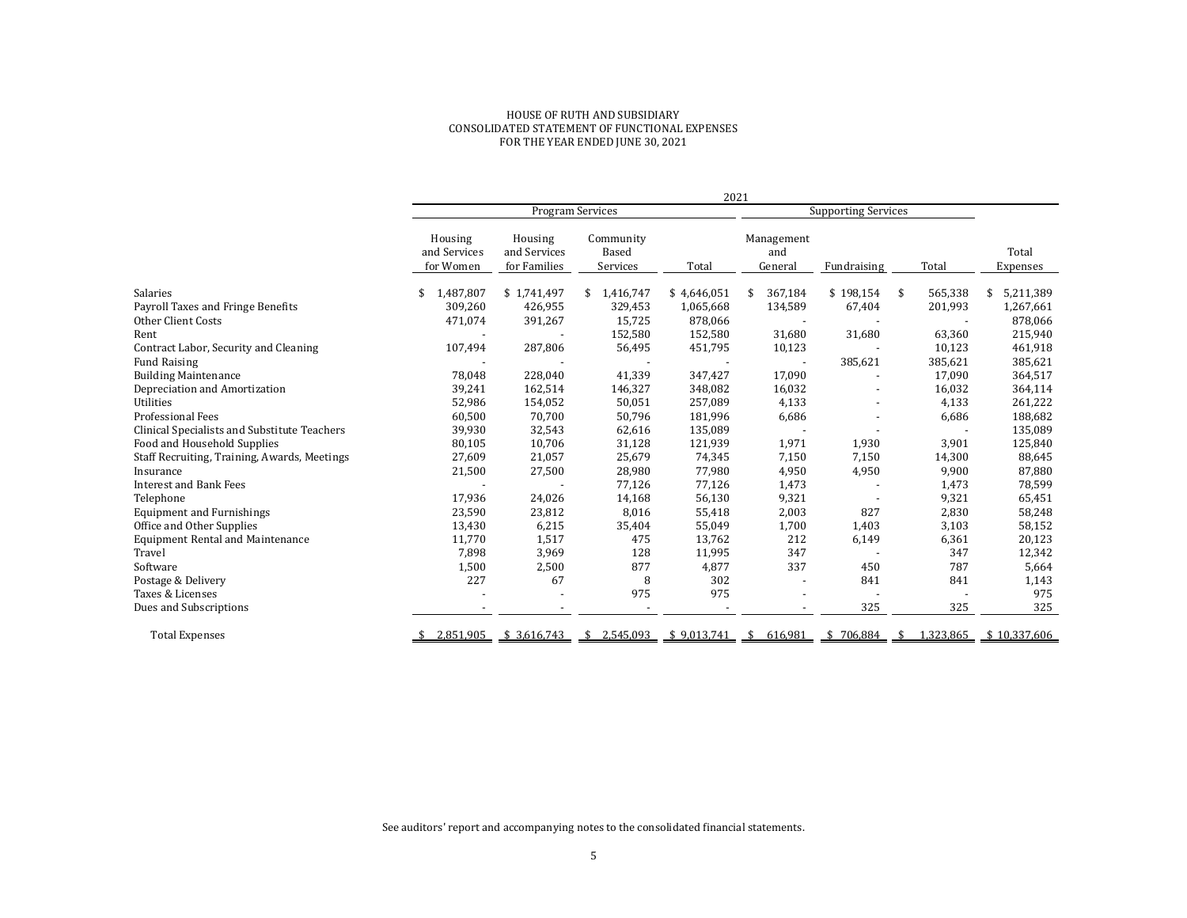# HOUSE OF RUTH AND SUBSIDIARY
## CONSOLIDATED STATEMENT OF FUNCTIONAL EXPENSES
### FOR THE YEAR ENDED JUNE 30, 2021

| | 2021 | | | | | | | |
|---|---|---|---|---|---|---|---|---|
| | Program Services | | | | Supporting Services | | | |
| | Housing and Services for Women | Housing and Services for Families | Community Based Services | Total | Management and General | Fundraising | Total | Total Expenses |
| Salaries | $ 1,487,807 | $ 1,741,497 | $ 1,416,747 | $ 4,646,051 | $ 367,184 | $ 198,154 | $ 565,338 | $ 5,211,389 |
| Payroll Taxes and Fringe Benefits | 309,260 | 426,955 | 329,453 | 1,065,668 | 134,589 | 67,404 | 201,993 | 1,267,661 |
| Other Client Costs | 471,074 | 391,267 | 15,725 | 878,066 | - | - | - | 878,066 |
| Rent | - | - | 152,580 | 152,580 | 31,680 | 31,680 | 63,360 | 215,940 |
| Contract Labor, Security and Cleaning | 107,494 | 287,806 | 56,495 | 451,795 | 10,123 | - | 10,123 | 461,918 |
| Fund Raising | - | - | - | - | - | 385,621 | 385,621 | 385,621 |
| Building Maintenance | 78,048 | 228,040 | 41,339 | 347,427 | 17,090 | - | 17,090 | 364,517 |
| Depreciation and Amortization | 39,241 | 162,514 | 146,327 | 348,082 | 16,032 | - | 16,032 | 364,114 |
| Utilities | 52,986 | 154,052 | 50,051 | 257,089 | 4,133 | - | 4,133 | 261,222 |
| Professional Fees | 60,500 | 70,700 | 50,796 | 181,996 | 6,686 | - | 6,686 | 188,682 |
| Clinical Specialists and Substitute Teachers | 39,930 | 32,543 | 62,616 | 135,089 | - | - | - | 135,089 |
| Food and Household Supplies | 80,105 | 10,706 | 31,128 | 121,939 | 1,971 | 1,930 | 3,901 | 125,840 |
| Staff Recruiting, Training, Awards, Meetings | 27,609 | 21,057 | 25,679 | 74,345 | 7,150 | 7,150 | 14,300 | 88,645 |
| Insurance | 21,500 | 27,500 | 28,980 | 77,980 | 4,950 | 4,950 | 9,900 | 87,880 |
| Interest and Bank Fees | - | - | 77,126 | 77,126 | 1,473 | - | 1,473 | 78,599 |
| Telephone | 17,936 | 24,026 | 14,168 | 56,130 | 9,321 | - | 9,321 | 65,451 |
| Equipment and Furnishings | 23,590 | 23,812 | 8,016 | 55,418 | 2,003 | 827 | 2,830 | 58,248 |
| Office and Other Supplies | 13,430 | 6,215 | 35,404 | 55,049 | 1,700 | 1,403 | 3,103 | 58,152 |
| Equipment Rental and Maintenance | 11,770 | 1,517 | 475 | 13,762 | 212 | 6,149 | 6,361 | 20,123 |
| Travel | 7,898 | 3,969 | 128 | 11,995 | 347 | - | 347 | 12,342 |
| Software | 1,500 | 2,500 | 877 | 4,877 | 337 | 450 | 787 | 5,664 |
| Postage & Delivery | 227 | 67 | 8 | 302 | - | 841 | 841 | 1,143 |
| Taxes & Licenses | - | - | 975 | 975 | - | - | - | 975 |
| Dues and Subscriptions | - | - | - | - | - | 325 | 325 | 325 |
| Total Expenses | $ 2,851,905 | $ 3,616,743 | $ 2,545,093 | $ 9,013,741 | $ 616,981 | $ 706,884 | $ 1,323,865 | $ 10,337,606 |

See auditors' report and accompanying notes to the consolidated financial statements.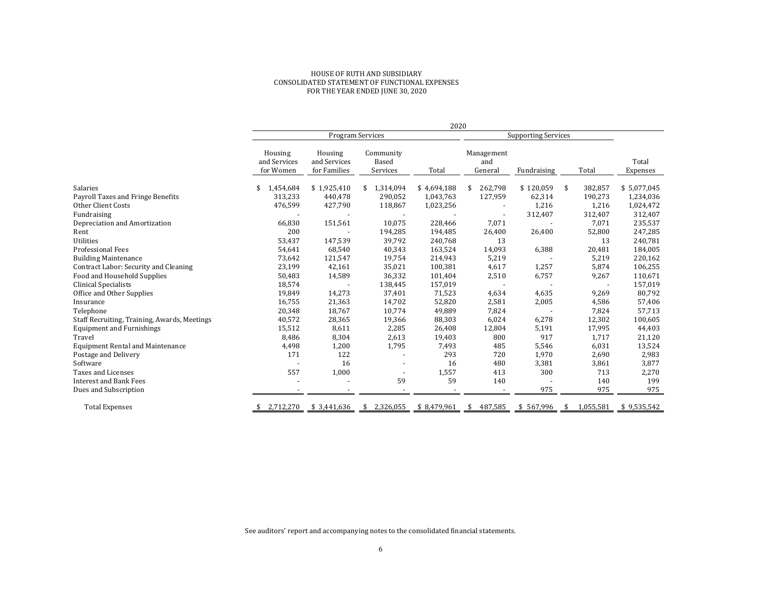HOUSE OF RUTH AND SUBSIDIARY
CONSOLIDATED STATEMENT OF FUNCTIONAL EXPENSES
FOR THE YEAR ENDED JUNE 30, 2020

| | 2020 | | | | | | | |
|---|---|---|---|---|---|---|---|---|
| | Program Services | | | | Supporting Services | | | |
| | Housing and Services for Women | Housing and Services for Families | Community Based Services | Total | Management and General | Fundraising | Total | Total Expenses |
| Salaries | $ 1,454,684 | $ 1,925,410 | $ 1,314,094 | $ 4,694,188 | $ 262,798 | $ 120,059 | $ 382,857 | $ 5,077,045 |
| Payroll Taxes and Fringe Benefits | 313,233 | 440,478 | 290,052 | 1,043,763 | 127,959 | 62,314 | 190,273 | 1,234,036 |
| Other Client Costs | 476,599 | 427,790 | 118,867 | 1,023,256 | - | 1,216 | 1,216 | 1,024,472 |
| Fundraising | - | - | - | - | - | 312,407 | 312,407 | 312,407 |
| Depreciation and Amortization | 66,830 | 151,561 | 10,075 | 228,466 | 7,071 | - | 7,071 | 235,537 |
| Rent | 200 | - | 194,285 | 194,485 | 26,400 | 26,400 | 52,800 | 247,285 |
| Utilities | 53,437 | 147,539 | 39,792 | 240,768 | 13 | | 13 | 240,781 |
| Professional Fees | 54,641 | 68,540 | 40,343 | 163,524 | 14,093 | 6,388 | 20,481 | 184,005 |
| Building Maintenance | 73,642 | 121,547 | 19,754 | 214,943 | 5,219 | - | 5,219 | 220,162 |
| Contract Labor: Security and Cleaning | 23,199 | 42,161 | 35,021 | 100,381 | 4,617 | 1,257 | 5,874 | 106,255 |
| Food and Household Supplies | 50,483 | 14,589 | 36,332 | 101,404 | 2,510 | 6,757 | 9,267 | 110,671 |
| Clinical Specialists | 18,574 | - | 138,445 | 157,019 | - | - | - | 157,019 |
| Office and Other Supplies | 19,849 | 14,273 | 37,401 | 71,523 | 4,634 | 4,635 | 9,269 | 80,792 |
| Insurance | 16,755 | 21,363 | 14,702 | 52,820 | 2,581 | 2,005 | 4,586 | 57,406 |
| Telephone | 20,348 | 18,767 | 10,774 | 49,889 | 7,824 | - | 7,824 | 57,713 |
| Staff Recruiting, Training, Awards, Meetings | 40,572 | 28,365 | 19,366 | 88,303 | 6,024 | 6,278 | 12,302 | 100,605 |
| Equipment and Furnishings | 15,512 | 8,611 | 2,285 | 26,408 | 12,804 | 5,191 | 17,995 | 44,403 |
| Travel | 8,486 | 8,304 | 2,613 | 19,403 | 800 | 917 | 1,717 | 21,120 |
| Equipment Rental and Maintenance | 4,498 | 1,200 | 1,795 | 7,493 | 485 | 5,546 | 6,031 | 13,524 |
| Postage and Delivery | 171 | 122 | - | 293 | 720 | 1,970 | 2,690 | 2,983 |
| Software | - | 16 | - | 16 | 480 | 3,381 | 3,861 | 3,877 |
| Taxes and Licenses | 557 | 1,000 | - | 1,557 | 413 | 300 | 713 | 2,270 |
| Interest and Bank Fees | - | - | 59 | 59 | 140 | - | 140 | 199 |
| Dues and Subscription | - | - | - | - | - | 975 | 975 | 975 |
| Total Expenses | $ 2,712,270 | $ 3,441,636 | $ 2,326,055 | $ 8,479,961 | $ 487,585 | $ 567,996 | $ 1,055,581 | $ 9,535,542 |

See auditors' report and accompanying notes to the consolidated financial statements.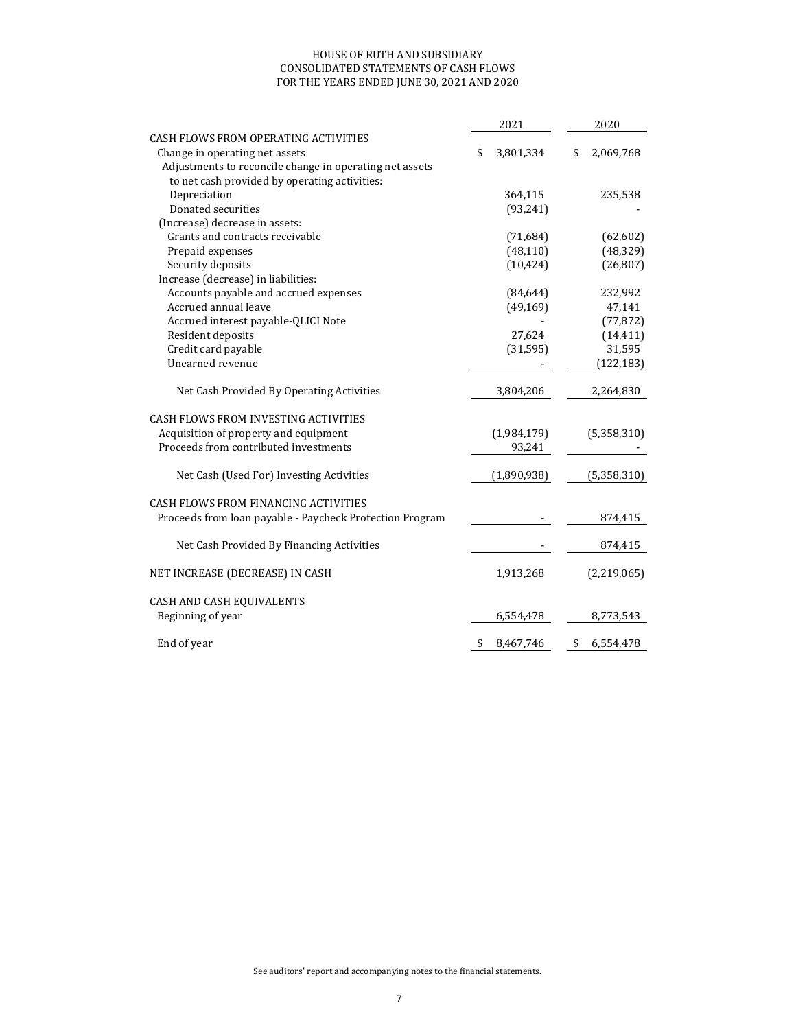# HOUSE OF RUTH AND SUBSIDIARY
## CONSOLIDATED STATEMENTS OF CASH FLOWS
### FOR THE YEARS ENDED JUNE 30, 2021 AND 2020

| | 2021 | 2020 |
|---|---|---|
| CASH FLOWS FROM OPERATING ACTIVITIES | | |
| Change in operating net assets | $ 3,801,334 | $ 2,069,768 |
| Adjustments to reconcile change in operating net assets to net cash provided by operating activities: | | |
| Depreciation | 364,115 | 235,538 |
| Donated securities | (93,241) | - |
| (Increase) decrease in assets: | | |
| Grants and contracts receivable | (71,684) | (62,602) |
| Prepaid expenses | (48,110) | (48,329) |
| Security deposits | (10,424) | (26,807) |
| Increase (decrease) in liabilities: | | |
| Accounts payable and accrued expenses | (84,644) | 232,992 |
| Accrued annual leave | (49,169) | 47,141 |
| Accrued interest payable-QLICI Note | - | (77,872) |
| Resident deposits | 27,624 | (14,411) |
| Credit card payable | (31,595) | 31,595 |
| Unearned revenue | - | (122,183) |
| Net Cash Provided By Operating Activities | 3,804,206 | 2,264,830 |
| CASH FLOWS FROM INVESTING ACTIVITIES | | |
| Acquisition of property and equipment | (1,984,179) | (5,358,310) |
| Proceeds from contributed investments | 93,241 | - |
| Net Cash (Used For) Investing Activities | (1,890,938) | (5,358,310) |
| CASH FLOWS FROM FINANCING ACTIVITIES | | |
| Proceeds from loan payable - Paycheck Protection Program | - | 874,415 |
| Net Cash Provided By Financing Activities | - | 874,415 |
| NET INCREASE (DECREASE) IN CASH | 1,913,268 | (2,219,065) |
| CASH AND CASH EQUIVALENTS | | |
| Beginning of year | 6,554,478 | 8,773,543 |
| End of year | $ 8,467,746 | $ 6,554,478 |

See auditors' report and accompanying notes to the financial statements.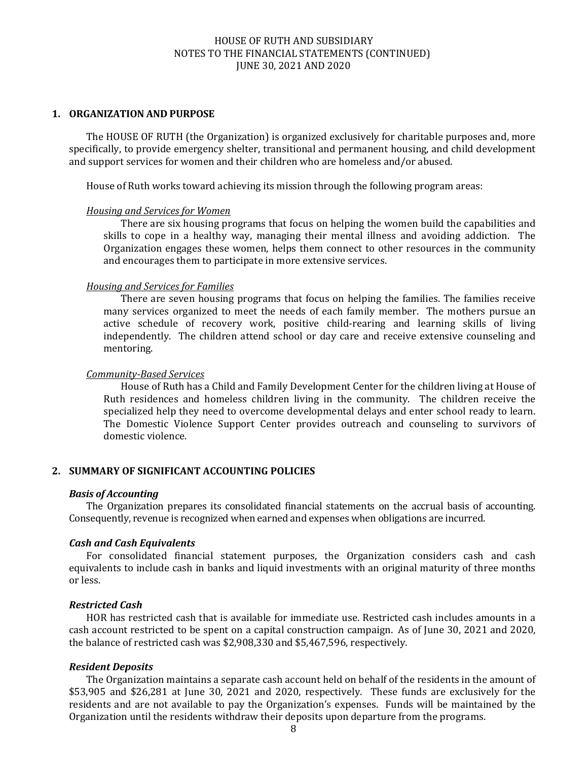HOUSE OF RUTH AND SUBSIDIARY
NOTES TO THE FINANCIAL STATEMENTS (CONTINUED)
JUNE 30, 2021 AND 2020

## 1. ORGANIZATION AND PURPOSE

The HOUSE OF RUTH (the Organization) is organized exclusively for charitable purposes and, more specifically, to provide emergency shelter, transitional and permanent housing, and child development and support services for women and their children who are homeless and/or abused.

House of Ruth works toward achieving its mission through the following program areas:

*Housing and Services for Women*

There are six housing programs that focus on helping the women build the capabilities and skills to cope in a healthy way, managing their mental illness and avoiding addiction. The Organization engages these women, helps them connect to other resources in the community and encourages them to participate in more extensive services.

*Housing and Services for Families*

There are seven housing programs that focus on helping the families. The families receive many services organized to meet the needs of each family member. The mothers pursue an active schedule of recovery work, positive child-rearing and learning skills of living independently. The children attend school or day care and receive extensive counseling and mentoring.

*Community-Based Services*

House of Ruth has a Child and Family Development Center for the children living at House of Ruth residences and homeless children living in the community. The children receive the specialized help they need to overcome developmental delays and enter school ready to learn. The Domestic Violence Support Center provides outreach and counseling to survivors of domestic violence.

## 2. SUMMARY OF SIGNIFICANT ACCOUNTING POLICIES

### *Basis of Accounting*

The Organization prepares its consolidated financial statements on the accrual basis of accounting. Consequently, revenue is recognized when earned and expenses when obligations are incurred.

### *Cash and Cash Equivalents*

For consolidated financial statement purposes, the Organization considers cash and cash equivalents to include cash in banks and liquid investments with an original maturity of three months or less.

### *Restricted Cash*

HOR has restricted cash that is available for immediate use. Restricted cash includes amounts in a cash account restricted to be spent on a capital construction campaign. As of June 30, 2021 and 2020, the balance of restricted cash was $2,908,330 and $5,467,596, respectively.

### *Resident Deposits*

The Organization maintains a separate cash account held on behalf of the residents in the amount of $53,905 and $26,281 at June 30, 2021 and 2020, respectively. These funds are exclusively for the residents and are not available to pay the Organization's expenses. Funds will be maintained by the Organization until the residents withdraw their deposits upon departure from the programs.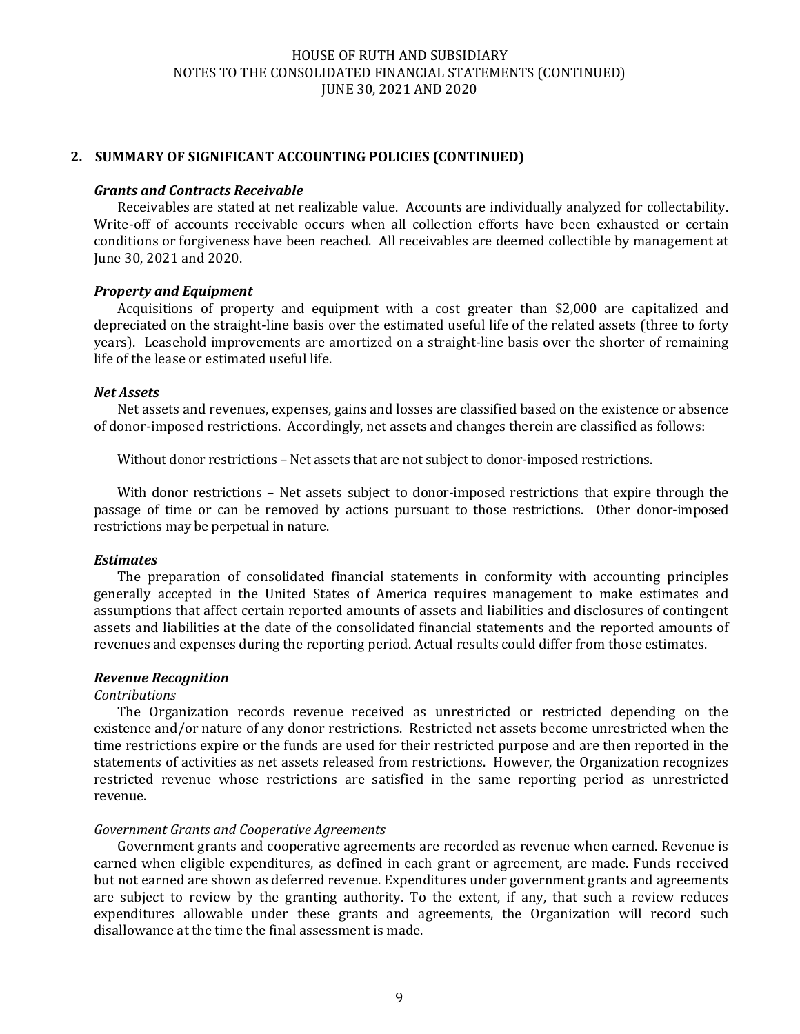## 2. SUMMARY OF SIGNIFICANT ACCOUNTING POLICIES (CONTINUED)

***Grants and Contracts Receivable***

Receivables are stated at net realizable value. Accounts are individually analyzed for collectability. Write-off of accounts receivable occurs when all collection efforts have been exhausted or certain conditions or forgiveness have been reached. All receivables are deemed collectible by management at June 30, 2021 and 2020.

***Property and Equipment***

Acquisitions of property and equipment with a cost greater than $2,000 are capitalized and depreciated on the straight-line basis over the estimated useful life of the related assets (three to forty years). Leasehold improvements are amortized on a straight-line basis over the shorter of remaining life of the lease or estimated useful life.

***Net Assets***

Net assets and revenues, expenses, gains and losses are classified based on the existence or absence of donor-imposed restrictions. Accordingly, net assets and changes therein are classified as follows:

Without donor restrictions – Net assets that are not subject to donor-imposed restrictions.

With donor restrictions – Net assets subject to donor-imposed restrictions that expire through the passage of time or can be removed by actions pursuant to those restrictions. Other donor-imposed restrictions may be perpetual in nature.

***Estimates***

The preparation of consolidated financial statements in conformity with accounting principles generally accepted in the United States of America requires management to make estimates and assumptions that affect certain reported amounts of assets and liabilities and disclosures of contingent assets and liabilities at the date of the consolidated financial statements and the reported amounts of revenues and expenses during the reporting period. Actual results could differ from those estimates.

***Revenue Recognition***

*Contributions*

The Organization records revenue received as unrestricted or restricted depending on the existence and/or nature of any donor restrictions. Restricted net assets become unrestricted when the time restrictions expire or the funds are used for their restricted purpose and are then reported in the statements of activities as net assets released from restrictions. However, the Organization recognizes restricted revenue whose restrictions are satisfied in the same reporting period as unrestricted revenue.

*Government Grants and Cooperative Agreements*

Government grants and cooperative agreements are recorded as revenue when earned. Revenue is earned when eligible expenditures, as defined in each grant or agreement, are made. Funds received but not earned are shown as deferred revenue. Expenditures under government grants and agreements are subject to review by the granting authority. To the extent, if any, that such a review reduces expenditures allowable under these grants and agreements, the Organization will record such disallowance at the time the final assessment is made.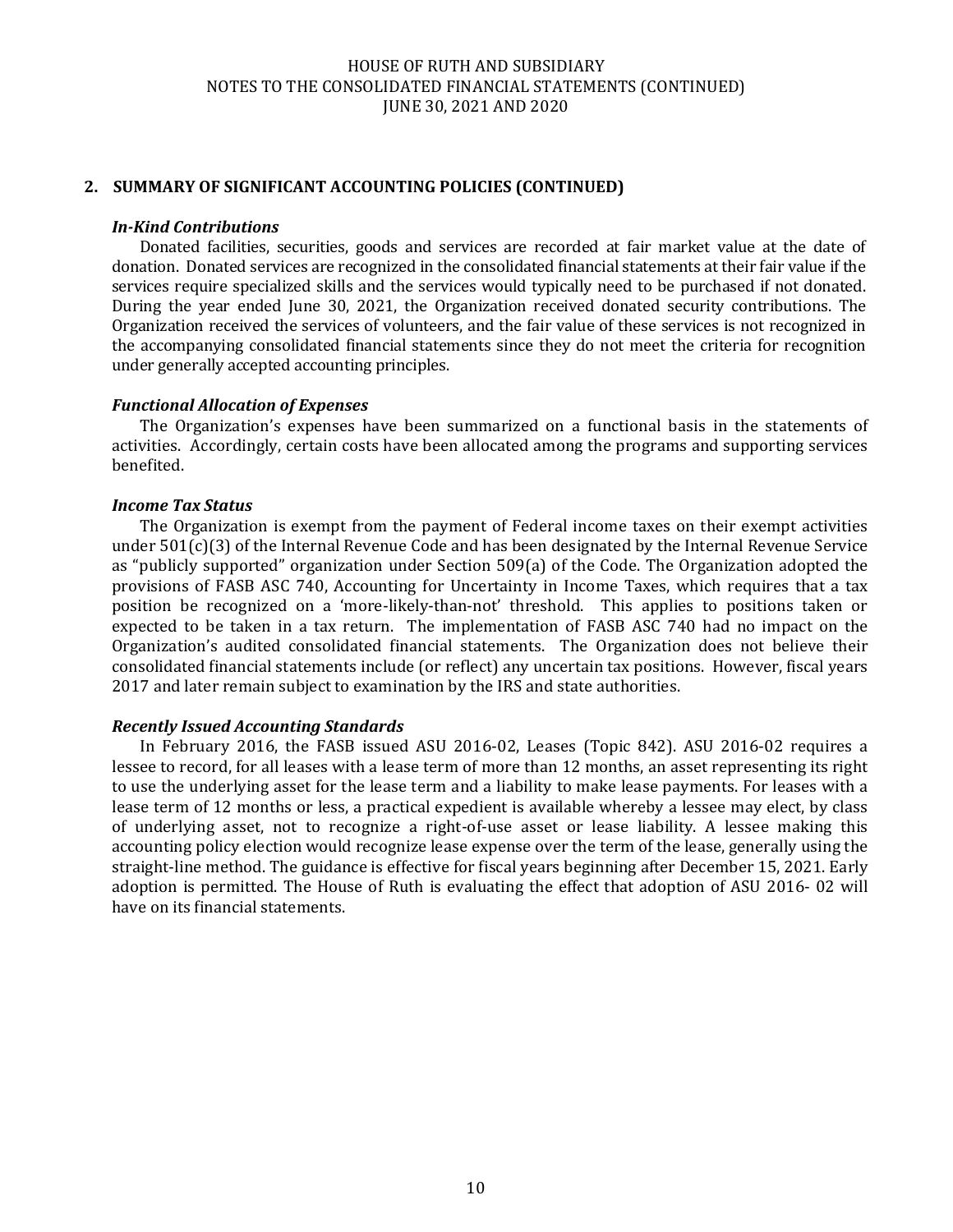## 2. SUMMARY OF SIGNIFICANT ACCOUNTING POLICIES (CONTINUED)

### *In-Kind Contributions*

Donated facilities, securities, goods and services are recorded at fair market value at the date of donation. Donated services are recognized in the consolidated financial statements at their fair value if the services require specialized skills and the services would typically need to be purchased if not donated. During the year ended June 30, 2021, the Organization received donated security contributions. The Organization received the services of volunteers, and the fair value of these services is not recognized in the accompanying consolidated financial statements since they do not meet the criteria for recognition under generally accepted accounting principles.

### *Functional Allocation of Expenses*

The Organization's expenses have been summarized on a functional basis in the statements of activities. Accordingly, certain costs have been allocated among the programs and supporting services benefited.

### *Income Tax Status*

The Organization is exempt from the payment of Federal income taxes on their exempt activities under 501(c)(3) of the Internal Revenue Code and has been designated by the Internal Revenue Service as "publicly supported" organization under Section 509(a) of the Code. The Organization adopted the provisions of FASB ASC 740, Accounting for Uncertainty in Income Taxes, which requires that a tax position be recognized on a 'more-likely-than-not' threshold. This applies to positions taken or expected to be taken in a tax return. The implementation of FASB ASC 740 had no impact on the Organization's audited consolidated financial statements. The Organization does not believe their consolidated financial statements include (or reflect) any uncertain tax positions. However, fiscal years 2017 and later remain subject to examination by the IRS and state authorities.

### *Recently Issued Accounting Standards*

In February 2016, the FASB issued ASU 2016-02, Leases (Topic 842). ASU 2016-02 requires a lessee to record, for all leases with a lease term of more than 12 months, an asset representing its right to use the underlying asset for the lease term and a liability to make lease payments. For leases with a lease term of 12 months or less, a practical expedient is available whereby a lessee may elect, by class of underlying asset, not to recognize a right-of-use asset or lease liability. A lessee making this accounting policy election would recognize lease expense over the term of the lease, generally using the straight-line method. The guidance is effective for fiscal years beginning after December 15, 2021. Early adoption is permitted. The House of Ruth is evaluating the effect that adoption of ASU 2016- 02 will have on its financial statements.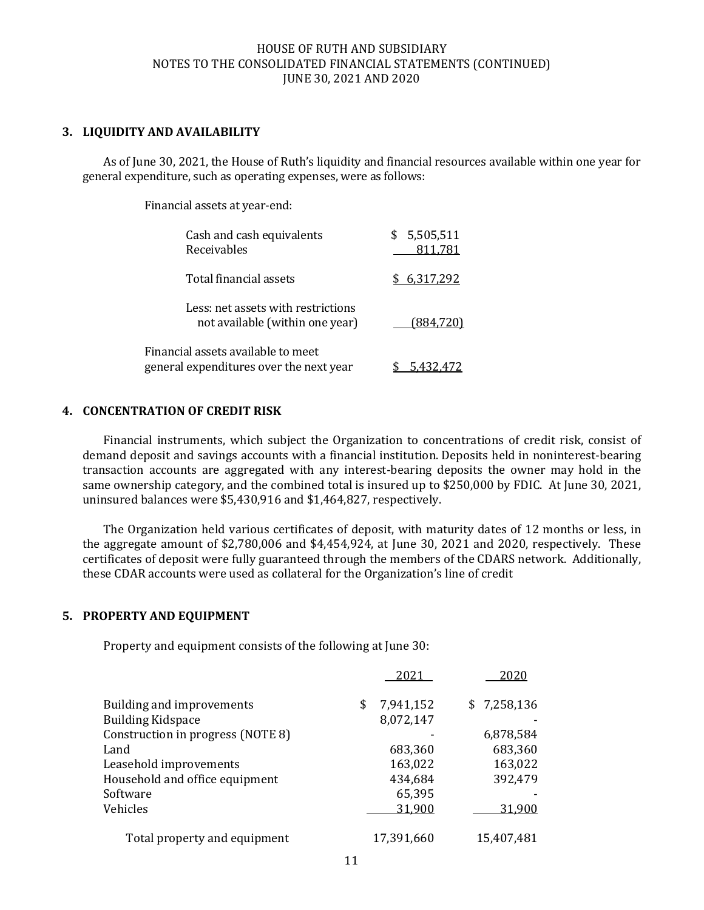HOUSE OF RUTH AND SUBSIDIARY
NOTES TO THE CONSOLIDATED FINANCIAL STATEMENTS (CONTINUED)
JUNE 30, 2021 AND 2020

### 3. LIQUIDITY AND AVAILABILITY

As of June 30, 2021, the House of Ruth's liquidity and financial resources available within one year for general expenditure, such as operating expenses, were as follows:

| | |
|---|---|
| Financial assets at year-end: | |
| Cash and cash equivalents | $ 5,505,511 |
| Receivables | 811,781 |
| Total financial assets | $ 6,317,292 |
| Less: net assets with restrictions not available (within one year) | (884,720) |
| Financial assets available to meet general expenditures over the next year | $ 5,432,472 |

### 4. CONCENTRATION OF CREDIT RISK

Financial instruments, which subject the Organization to concentrations of credit risk, consist of demand deposit and savings accounts with a financial institution. Deposits held in noninterest-bearing transaction accounts are aggregated with any interest-bearing deposits the owner may hold in the same ownership category, and the combined total is insured up to $250,000 by FDIC. At June 30, 2021, uninsured balances were $5,430,916 and $1,464,827, respectively.

The Organization held various certificates of deposit, with maturity dates of 12 months or less, in the aggregate amount of $2,780,006 and $4,454,924, at June 30, 2021 and 2020, respectively. These certificates of deposit were fully guaranteed through the members of the CDARS network. Additionally, these CDAR accounts were used as collateral for the Organization's line of credit

### 5. PROPERTY AND EQUIPMENT

Property and equipment consists of the following at June 30:

| | 2021 | 2020 |
|---|---|---|
| Building and improvements | $ 7,941,152 | $ 7,258,136 |
| Building Kidspace | 8,072,147 | - |
| Construction in progress (NOTE 8) | - | 6,878,584 |
| Land | 683,360 | 683,360 |
| Leasehold improvements | 163,022 | 163,022 |
| Household and office equipment | 434,684 | 392,479 |
| Software | 65,395 | - |
| Vehicles | 31,900 | 31,900 |
| Total property and equipment | 17,391,660 | 15,407,481 |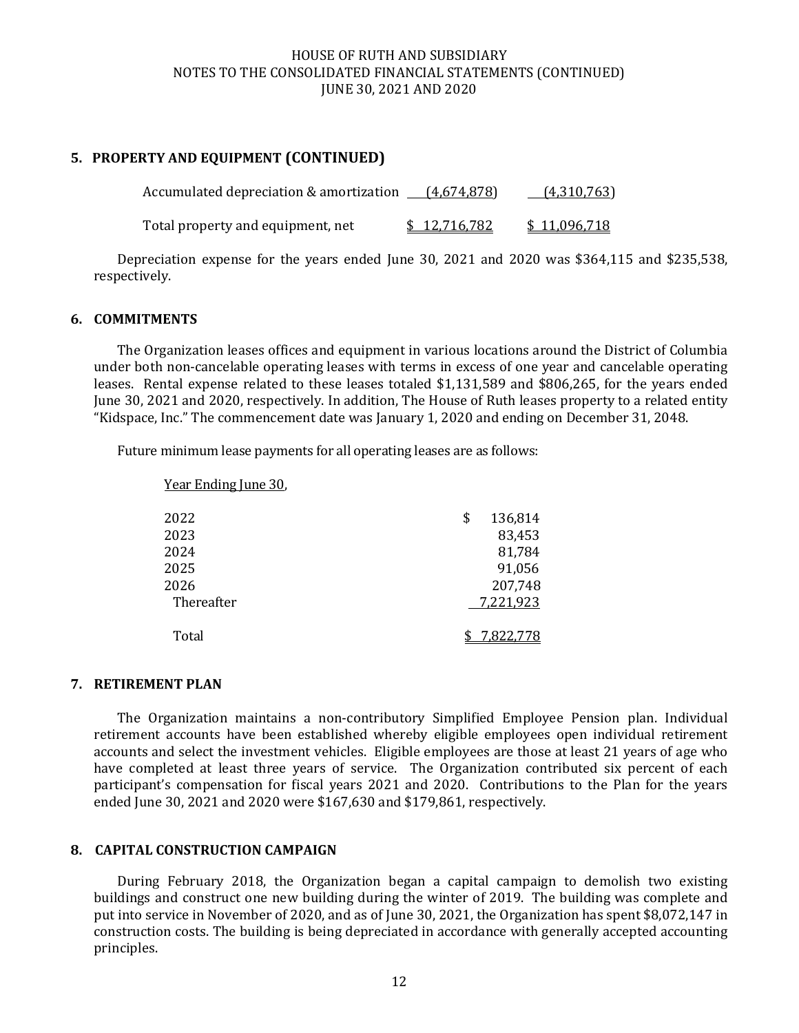## 5. PROPERTY AND EQUIPMENT (CONTINUED)

| | | |
|---|---|---|
| Accumulated depreciation & amortization | (4,674,878) | (4,310,763) |
| Total property and equipment, net | $ 12,716,782 | $ 11,096,718 |

Depreciation expense for the years ended June 30, 2021 and 2020 was $364,115 and $235,538, respectively.

## 6. COMMITMENTS

The Organization leases offices and equipment in various locations around the District of Columbia under both non-cancelable operating leases with terms in excess of one year and cancelable operating leases. Rental expense related to these leases totaled $1,131,589 and $806,265, for the years ended June 30, 2021 and 2020, respectively. In addition, The House of Ruth leases property to a related entity "Kidspace, Inc." The commencement date was January 1, 2020 and ending on December 31, 2048.

Future minimum lease payments for all operating leases are as follows:

| Year Ending June 30, | |
|---|---|
| 2022 | $ 136,814 |
| 2023 | 83,453 |
| 2024 | 81,784 |
| 2025 | 91,056 |
| 2026 | 207,748 |
| Thereafter | 7,221,923 |
| Total | $ 7,822,778 |

## 7. RETIREMENT PLAN

The Organization maintains a non-contributory Simplified Employee Pension plan. Individual retirement accounts have been established whereby eligible employees open individual retirement accounts and select the investment vehicles. Eligible employees are those at least 21 years of age who have completed at least three years of service. The Organization contributed six percent of each participant's compensation for fiscal years 2021 and 2020. Contributions to the Plan for the years ended June 30, 2021 and 2020 were $167,630 and $179,861, respectively.

## 8. CAPITAL CONSTRUCTION CAMPAIGN

During February 2018, the Organization began a capital campaign to demolish two existing buildings and construct one new building during the winter of 2019. The building was complete and put into service in November of 2020, and as of June 30, 2021, the Organization has spent $8,072,147 in construction costs. The building is being depreciated in accordance with generally accepted accounting principles.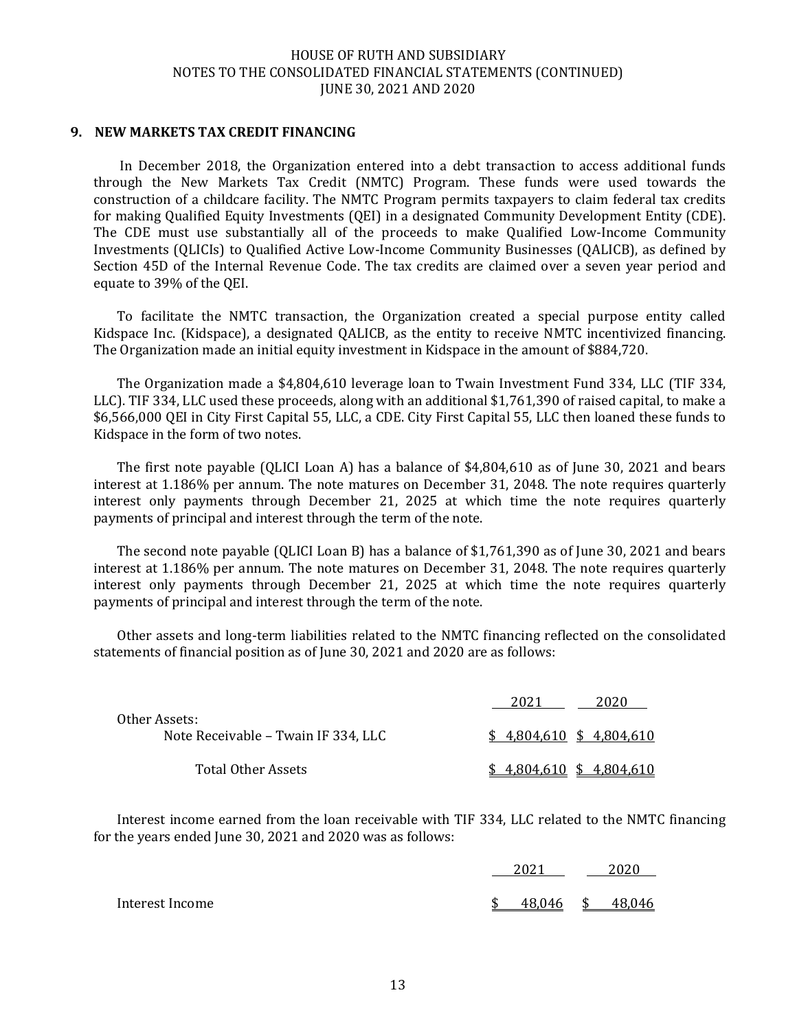## 9. NEW MARKETS TAX CREDIT FINANCING

In December 2018, the Organization entered into a debt transaction to access additional funds through the New Markets Tax Credit (NMTC) Program. These funds were used towards the construction of a childcare facility. The NMTC Program permits taxpayers to claim federal tax credits for making Qualified Equity Investments (QEI) in a designated Community Development Entity (CDE). The CDE must use substantially all of the proceeds to make Qualified Low-Income Community Investments (QLICIs) to Qualified Active Low-Income Community Businesses (QALICB), as defined by Section 45D of the Internal Revenue Code. The tax credits are claimed over a seven year period and equate to 39% of the QEI.

To facilitate the NMTC transaction, the Organization created a special purpose entity called Kidspace Inc. (Kidspace), a designated QALICB, as the entity to receive NMTC incentivized financing. The Organization made an initial equity investment in Kidspace in the amount of $884,720.

The Organization made a $4,804,610 leverage loan to Twain Investment Fund 334, LLC (TIF 334, LLC). TIF 334, LLC used these proceeds, along with an additional $1,761,390 of raised capital, to make a $6,566,000 QEI in City First Capital 55, LLC, a CDE. City First Capital 55, LLC then loaned these funds to Kidspace in the form of two notes.

The first note payable (QLICI Loan A) has a balance of $4,804,610 as of June 30, 2021 and bears interest at 1.186% per annum. The note matures on December 31, 2048. The note requires quarterly interest only payments through December 21, 2025 at which time the note requires quarterly payments of principal and interest through the term of the note.

The second note payable (QLICI Loan B) has a balance of $1,761,390 as of June 30, 2021 and bears interest at 1.186% per annum. The note matures on December 31, 2048. The note requires quarterly interest only payments through December 21, 2025 at which time the note requires quarterly payments of principal and interest through the term of the note.

Other assets and long-term liabilities related to the NMTC financing reflected on the consolidated statements of financial position as of June 30, 2021 and 2020 are as follows:

| | 2021 | 2020 |
|---|---|---|
| Other Assets: | | |
| Note Receivable – Twain IF 334, LLC | $ 4,804,610 | $ 4,804,610 |
| Total Other Assets | $ 4,804,610 | $ 4,804,610 |

Interest income earned from the loan receivable with TIF 334, LLC related to the NMTC financing for the years ended June 30, 2021 and 2020 was as follows:

| | 2021 | 2020 |
|---|---|---|
| Interest Income | $ 48,046 | $ 48,046 |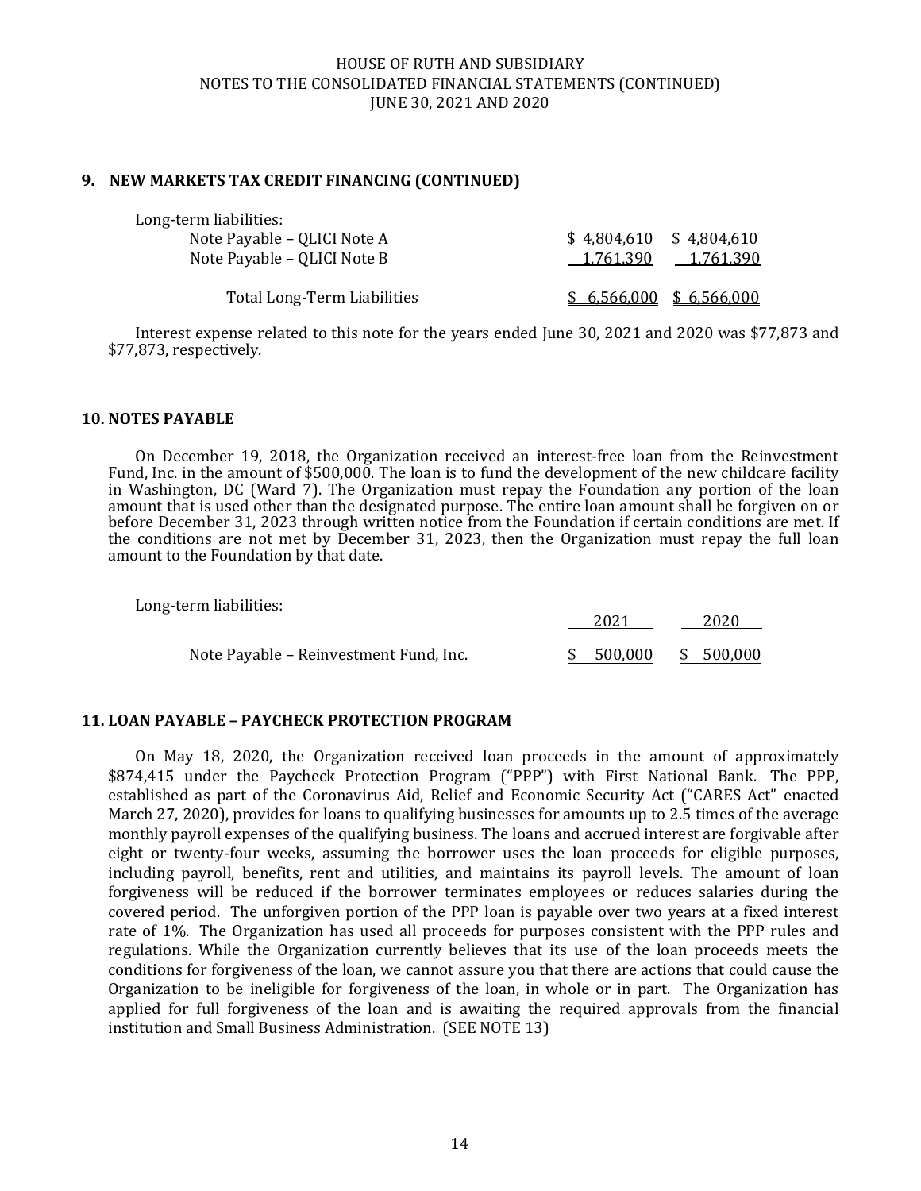## 9. NEW MARKETS TAX CREDIT FINANCING (CONTINUED)

| Long-term liabilities: | | |
|---|---|---|
| Note Payable – QLICI Note A | $ 4,804,610 | $ 4,804,610 |
| Note Payable – QLICI Note B | 1,761,390 | 1,761,390 |
| Total Long-Term Liabilities | $ 6,566,000 | $ 6,566,000 |

Interest expense related to this note for the years ended June 30, 2021 and 2020 was $77,873 and $77,873, respectively.

## 10. NOTES PAYABLE

On December 19, 2018, the Organization received an interest-free loan from the Reinvestment Fund, Inc. in the amount of $500,000. The loan is to fund the development of the new childcare facility in Washington, DC (Ward 7). The Organization must repay the Foundation any portion of the loan amount that is used other than the designated purpose. The entire loan amount shall be forgiven on or before December 31, 2023 through written notice from the Foundation if certain conditions are met. If the conditions are not met by December 31, 2023, then the Organization must repay the full loan amount to the Foundation by that date.

| Long-term liabilities: | 2021 | 2020 |
|---|---|---|
| Note Payable – Reinvestment Fund, Inc. | $ 500,000 | $ 500,000 |

## 11. LOAN PAYABLE – PAYCHECK PROTECTION PROGRAM

On May 18, 2020, the Organization received loan proceeds in the amount of approximately $874,415 under the Paycheck Protection Program ("PPP") with First National Bank. The PPP, established as part of the Coronavirus Aid, Relief and Economic Security Act ("CARES Act" enacted March 27, 2020), provides for loans to qualifying businesses for amounts up to 2.5 times of the average monthly payroll expenses of the qualifying business. The loans and accrued interest are forgivable after eight or twenty-four weeks, assuming the borrower uses the loan proceeds for eligible purposes, including payroll, benefits, rent and utilities, and maintains its payroll levels. The amount of loan forgiveness will be reduced if the borrower terminates employees or reduces salaries during the covered period. The unforgiven portion of the PPP loan is payable over two years at a fixed interest rate of 1%. The Organization has used all proceeds for purposes consistent with the PPP rules and regulations. While the Organization currently believes that its use of the loan proceeds meets the conditions for forgiveness of the loan, we cannot assure you that there are actions that could cause the Organization to be ineligible for forgiveness of the loan, in whole or in part. The Organization has applied for full forgiveness of the loan and is awaiting the required approvals from the financial institution and Small Business Administration. (SEE NOTE 13)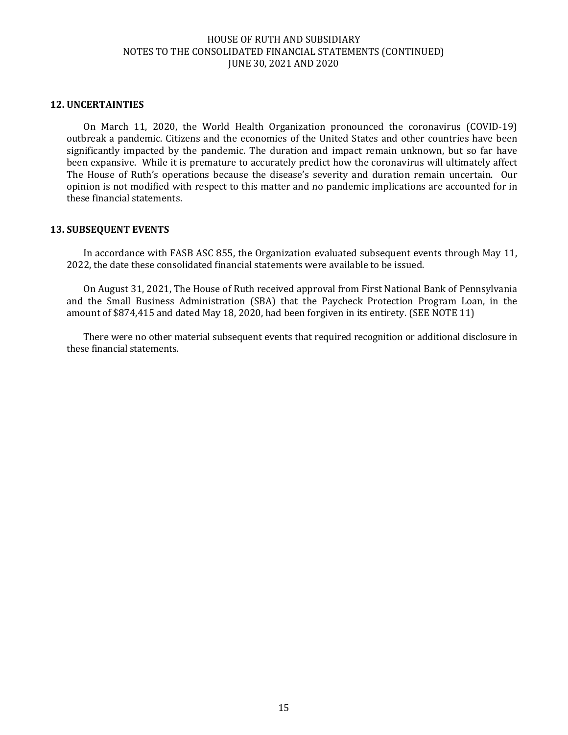## 12. UNCERTAINTIES

On March 11, 2020, the World Health Organization pronounced the coronavirus (COVID-19) outbreak a pandemic. Citizens and the economies of the United States and other countries have been significantly impacted by the pandemic. The duration and impact remain unknown, but so far have been expansive. While it is premature to accurately predict how the coronavirus will ultimately affect The House of Ruth's operations because the disease's severity and duration remain uncertain. Our opinion is not modified with respect to this matter and no pandemic implications are accounted for in these financial statements.

## 13. SUBSEQUENT EVENTS

In accordance with FASB ASC 855, the Organization evaluated subsequent events through May 11, 2022, the date these consolidated financial statements were available to be issued.

On August 31, 2021, The House of Ruth received approval from First National Bank of Pennsylvania and the Small Business Administration (SBA) that the Paycheck Protection Program Loan, in the amount of $874,415 and dated May 18, 2020, had been forgiven in its entirety. (SEE NOTE 11)

There were no other material subsequent events that required recognition or additional disclosure in these financial statements.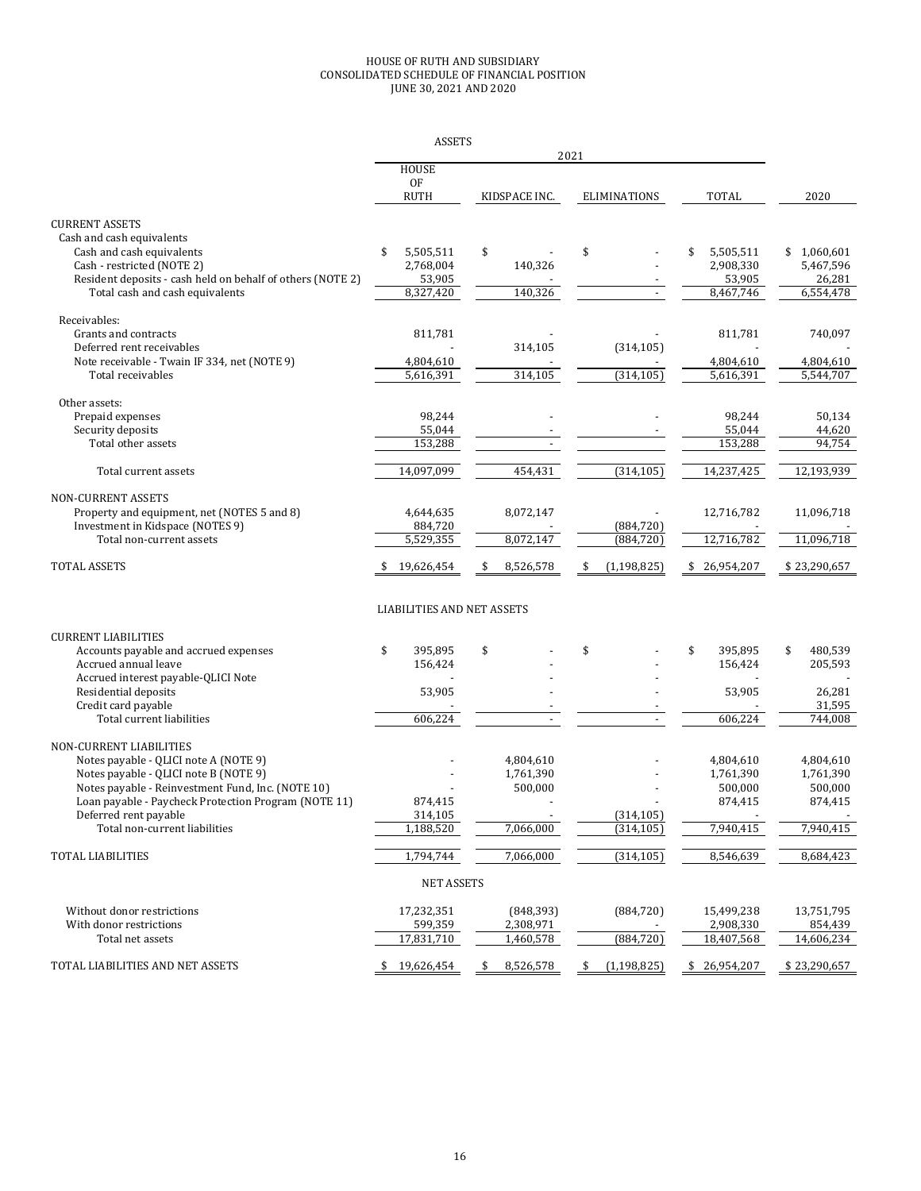# HOUSE OF RUTH AND SUBSIDIARY
## CONSOLIDATED SCHEDULE OF FINANCIAL POSITION
### JUNE 30, 2021 AND 2020

**ASSETS**

| | 2021 | | | | |
|---|---|---|---|---|---|
| | HOUSE OF RUTH | KIDSPACE INC. | ELIMINATIONS | TOTAL | 2020 |
| **CURRENT ASSETS** | | | | | |
| Cash and cash equivalents | | | | | |
| Cash and cash equivalents | $ 5,505,511 | $ - | $ - | $ 5,505,511 | $ 1,060,601 |
| Cash - restricted (NOTE 2) | 2,768,004 | 140,326 | - | 2,908,330 | 5,467,596 |
| Resident deposits - cash held on behalf of others (NOTE 2) | 53,905 | - | - | 53,905 | 26,281 |
| Total cash and cash equivalents | 8,327,420 | 140,326 | - | 8,467,746 | 6,554,478 |
| Receivables: | | | | | |
| Grants and contracts | 811,781 | - | - | 811,781 | 740,097 |
| Deferred rent receivables | - | 314,105 | (314,105) | - | - |
| Note receivable - Twain IF 334, net (NOTE 9) | 4,804,610 | - | - | 4,804,610 | 4,804,610 |
| Total receivables | 5,616,391 | 314,105 | (314,105) | 5,616,391 | 5,544,707 |
| Other assets: | | | | | |
| Prepaid expenses | 98,244 | - | - | 98,244 | 50,134 |
| Security deposits | 55,044 | - | - | 55,044 | 44,620 |
| Total other assets | 153,288 | - | | 153,288 | 94,754 |
| Total current assets | 14,097,099 | 454,431 | (314,105) | 14,237,425 | 12,193,939 |
| **NON-CURRENT ASSETS** | | | | | |
| Property and equipment, net (NOTES 5 and 8) | 4,644,635 | 8,072,147 | - | 12,716,782 | 11,096,718 |
| Investment in Kidspace (NOTES 9) | 884,720 | - | (884,720) | - | - |
| Total non-current assets | 5,529,355 | 8,072,147 | (884,720) | 12,716,782 | 11,096,718 |
| **TOTAL ASSETS** | $ 19,626,454 | $ 8,526,578 | $ (1,198,825) | $ 26,954,207 | $ 23,290,657 |

**LIABILITIES AND NET ASSETS**

| | HOUSE OF RUTH | KIDSPACE INC. | ELIMINATIONS | TOTAL | 2020 |
|---|---|---|---|---|---|
| **CURRENT LIABILITIES** | | | | | |
| Accounts payable and accrued expenses | $ 395,895 | $ - | $ - | $ 395,895 | $ 480,539 |
| Accrued annual leave | 156,424 | - | - | 156,424 | 205,593 |
| Accrued interest payable-QLICI Note | - | - | - | - | - |
| Residential deposits | 53,905 | - | - | 53,905 | 26,281 |
| Credit card payable | - | - | - | - | 31,595 |
| Total current liabilities | 606,224 | - | - | 606,224 | 744,008 |
| **NON-CURRENT LIABILITIES** | | | | | |
| Notes payable - QLICI note A (NOTE 9) | - | 4,804,610 | - | 4,804,610 | 4,804,610 |
| Notes payable - QLICI note B (NOTE 9) | - | 1,761,390 | - | 1,761,390 | 1,761,390 |
| Notes payable - Reinvestment Fund, Inc. (NOTE 10) | - | 500,000 | - | 500,000 | 500,000 |
| Loan payable - Paycheck Protection Program (NOTE 11) | 874,415 | - | - | 874,415 | 874,415 |
| Deferred rent payable | 314,105 | - | (314,105) | - | - |
| Total non-current liabilities | 1,188,520 | 7,066,000 | (314,105) | 7,940,415 | 7,940,415 |
| **TOTAL LIABILITIES** | 1,794,744 | 7,066,000 | (314,105) | 8,546,639 | 8,684,423 |
| **NET ASSETS** | | | | | |
| Without donor restrictions | 17,232,351 | (848,393) | (884,720) | 15,499,238 | 13,751,795 |
| With donor restrictions | 599,359 | 2,308,971 | - | 2,908,330 | 854,439 |
| Total net assets | 17,831,710 | 1,460,578 | (884,720) | 18,407,568 | 14,606,234 |
| **TOTAL LIABILITIES AND NET ASSETS** | $ 19,626,454 | $ 8,526,578 | $ (1,198,825) | $ 26,954,207 | $ 23,290,657 |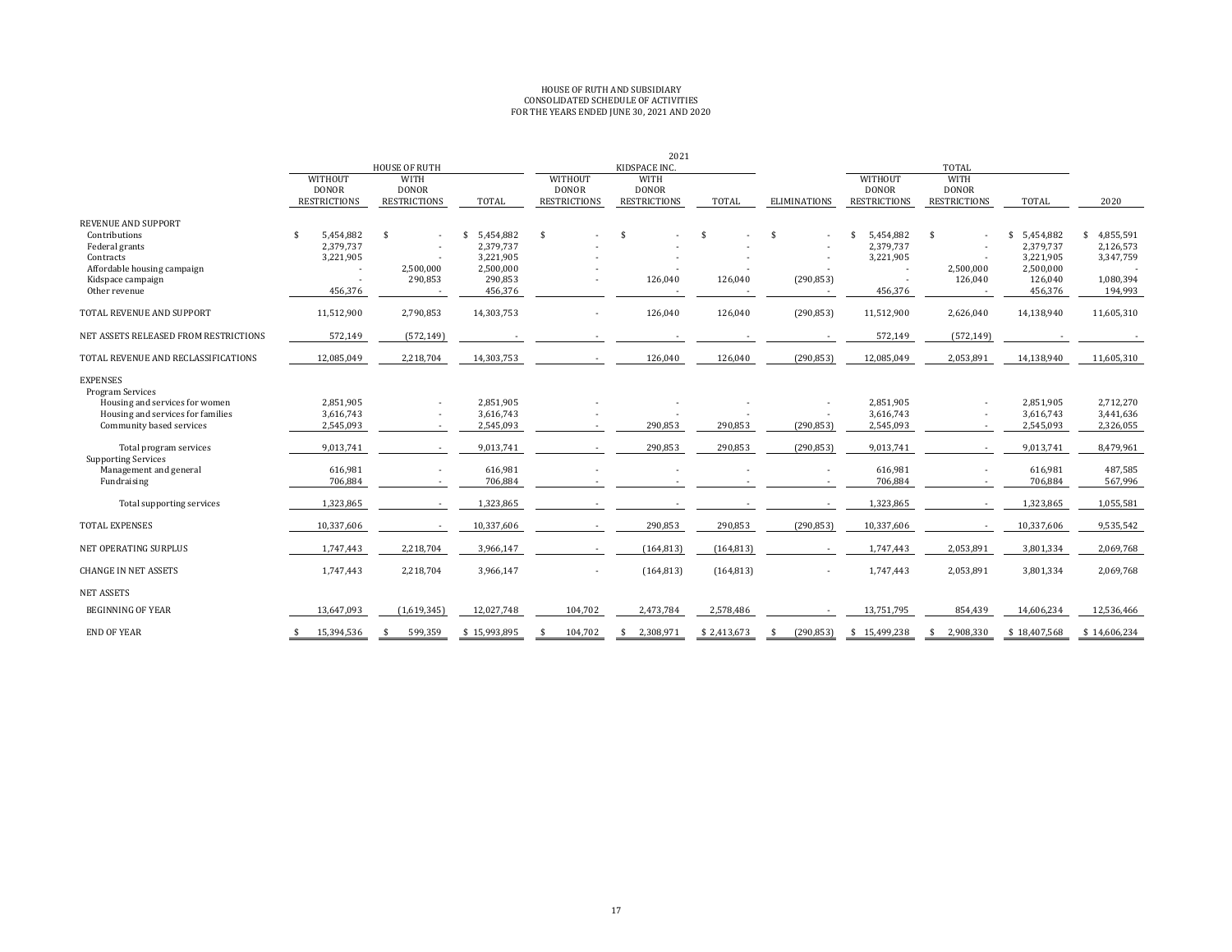HOUSE OF RUTH AND SUBSIDIARY
CONSOLIDATED SCHEDULE OF ACTIVITIES
FOR THE YEARS ENDED JUNE 30, 2021 AND 2020

| | 2021 | | | | | | | | | | 2020 |
|---|---|---|---|---|---|---|---|---|---|---|---|
| | HOUSE OF RUTH | | | KIDSPACE INC. | | | | TOTAL | | | |
| | WITHOUT DONOR RESTRICTIONS | WITH DONOR RESTRICTIONS | TOTAL | WITHOUT DONOR RESTRICTIONS | WITH DONOR RESTRICTIONS | TOTAL | ELIMINATIONS | WITHOUT DONOR RESTRICTIONS | WITH DONOR RESTRICTIONS | TOTAL | 2020 |
| REVENUE AND SUPPORT | | | | | | | | | | | |
| Contributions | $ 5,454,882 | $ - | $ 5,454,882 | $ - | $ - | $ - | $ - | $ 5,454,882 | $ - | $ 5,454,882 | $ 4,855,591 |
| Federal grants | 2,379,737 | - | 2,379,737 | - | - | - | - | 2,379,737 | - | 2,379,737 | 2,126,573 |
| Contracts | 3,221,905 | - | 3,221,905 | - | - | - | - | 3,221,905 | - | 3,221,905 | 3,347,759 |
| Affordable housing campaign | - | 2,500,000 | 2,500,000 | - | - | - | - | - | 2,500,000 | 2,500,000 | - |
| Kidspace campaign | - | 290,853 | 290,853 | - | 126,040 | 126,040 | (290,853) | - | 126,040 | 126,040 | 1,080,394 |
| Other revenue | 456,376 | - | 456,376 | | - | - | - | 456,376 | - | 456,376 | 194,993 |
| TOTAL REVENUE AND SUPPORT | 11,512,900 | 2,790,853 | 14,303,753 | - | 126,040 | 126,040 | (290,853) | 11,512,900 | 2,626,040 | 14,138,940 | 11,605,310 |
| NET ASSETS RELEASED FROM RESTRICTIONS | 572,149 | (572,149) | - | - | - | - | - | 572,149 | (572,149) | - | - |
| TOTAL REVENUE AND RECLASSIFICATIONS | 12,085,049 | 2,218,704 | 14,303,753 | - | 126,040 | 126,040 | (290,853) | 12,085,049 | 2,053,891 | 14,138,940 | 11,605,310 |
| EXPENSES | | | | | | | | | | | |
| Program Services | | | | | | | | | | | |
| Housing and services for women | 2,851,905 | - | 2,851,905 | - | - | - | - | 2,851,905 | - | 2,851,905 | 2,712,270 |
| Housing and services for families | 3,616,743 | - | 3,616,743 | - | - | - | - | 3,616,743 | - | 3,616,743 | 3,441,636 |
| Community based services | 2,545,093 | - | 2,545,093 | - | 290,853 | 290,853 | (290,853) | 2,545,093 | - | 2,545,093 | 2,326,055 |
| Total program services | 9,013,741 | - | 9,013,741 | - | 290,853 | 290,853 | (290,853) | 9,013,741 | - | 9,013,741 | 8,479,961 |
| Supporting Services | | | | | | | | | | | |
| Management and general | 616,981 | - | 616,981 | - | - | - | - | 616,981 | - | 616,981 | 487,585 |
| Fundraising | 706,884 | - | 706,884 | - | - | - | - | 706,884 | - | 706,884 | 567,996 |
| Total supporting services | 1,323,865 | - | 1,323,865 | - | - | - | - | 1,323,865 | - | 1,323,865 | 1,055,581 |
| TOTAL EXPENSES | 10,337,606 | - | 10,337,606 | - | 290,853 | 290,853 | (290,853) | 10,337,606 | - | 10,337,606 | 9,535,542 |
| NET OPERATING SURPLUS | 1,747,443 | 2,218,704 | 3,966,147 | - | (164,813) | (164,813) | - | 1,747,443 | 2,053,891 | 3,801,334 | 2,069,768 |
| CHANGE IN NET ASSETS | 1,747,443 | 2,218,704 | 3,966,147 | - | (164,813) | (164,813) | - | 1,747,443 | 2,053,891 | 3,801,334 | 2,069,768 |
| NET ASSETS | | | | | | | | | | | |
| BEGINNING OF YEAR | 13,647,093 | (1,619,345) | 12,027,748 | 104,702 | 2,473,784 | 2,578,486 | - | 13,751,795 | 854,439 | 14,606,234 | 12,536,466 |
| END OF YEAR | $ 15,394,536 | $ 599,359 | $ 15,993,895 | $ 104,702 | $ 2,308,971 | $ 2,413,673 | $ (290,853) | $ 15,499,238 | $ 2,908,330 | $ 18,407,568 | $ 14,606,234 |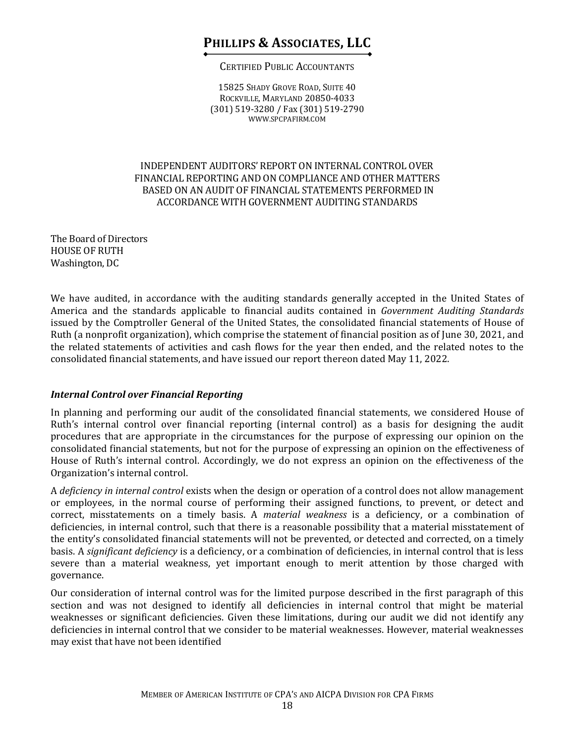# PHILLIPS & ASSOCIATES, LLC

CERTIFIED PUBLIC ACCOUNTANTS

15825 SHADY GROVE ROAD, SUITE 40
ROCKVILLE, MARYLAND 20850-4033
(301) 519-3280 / Fax (301) 519-2790
WWW.SPCPAFIRM.COM

## INDEPENDENT AUDITORS' REPORT ON INTERNAL CONTROL OVER FINANCIAL REPORTING AND ON COMPLIANCE AND OTHER MATTERS BASED ON AN AUDIT OF FINANCIAL STATEMENTS PERFORMED IN ACCORDANCE WITH GOVERNMENT AUDITING STANDARDS

The Board of Directors
HOUSE OF RUTH
Washington, DC

We have audited, in accordance with the auditing standards generally accepted in the United States of America and the standards applicable to financial audits contained in *Government Auditing Standards* issued by the Comptroller General of the United States, the consolidated financial statements of House of Ruth (a nonprofit organization), which comprise the statement of financial position as of June 30, 2021, and the related statements of activities and cash flows for the year then ended, and the related notes to the consolidated financial statements, and have issued our report thereon dated May 11, 2022.

### *Internal Control over Financial Reporting*

In planning and performing our audit of the consolidated financial statements, we considered House of Ruth's internal control over financial reporting (internal control) as a basis for designing the audit procedures that are appropriate in the circumstances for the purpose of expressing our opinion on the consolidated financial statements, but not for the purpose of expressing an opinion on the effectiveness of House of Ruth's internal control. Accordingly, we do not express an opinion on the effectiveness of the Organization's internal control.

A *deficiency in internal control* exists when the design or operation of a control does not allow management or employees, in the normal course of performing their assigned functions, to prevent, or detect and correct, misstatements on a timely basis. A *material weakness* is a deficiency, or a combination of deficiencies, in internal control, such that there is a reasonable possibility that a material misstatement of the entity's consolidated financial statements will not be prevented, or detected and corrected, on a timely basis. A *significant deficiency* is a deficiency, or a combination of deficiencies, in internal control that is less severe than a material weakness, yet important enough to merit attention by those charged with governance.

Our consideration of internal control was for the limited purpose described in the first paragraph of this section and was not designed to identify all deficiencies in internal control that might be material weaknesses or significant deficiencies. Given these limitations, during our audit we did not identify any deficiencies in internal control that we consider to be material weaknesses. However, material weaknesses may exist that have not been identified

MEMBER OF AMERICAN INSTITUTE OF CPA'S AND AICPA DIVISION FOR CPA FIRMS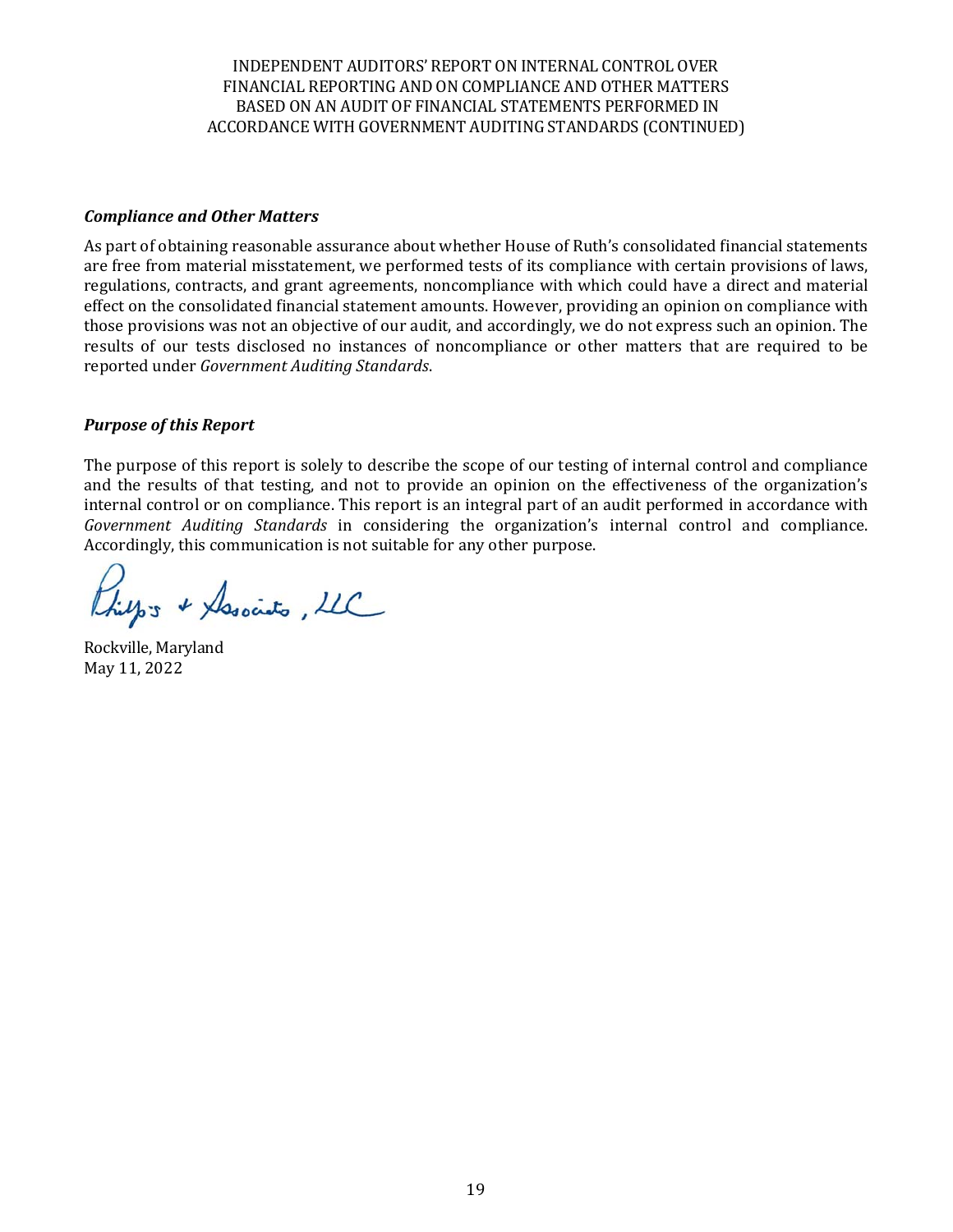INDEPENDENT AUDITORS' REPORT ON INTERNAL CONTROL OVER FINANCIAL REPORTING AND ON COMPLIANCE AND OTHER MATTERS BASED ON AN AUDIT OF FINANCIAL STATEMENTS PERFORMED IN ACCORDANCE WITH GOVERNMENT AUDITING STANDARDS (CONTINUED)

***Compliance and Other Matters***

As part of obtaining reasonable assurance about whether House of Ruth's consolidated financial statements are free from material misstatement, we performed tests of its compliance with certain provisions of laws, regulations, contracts, and grant agreements, noncompliance with which could have a direct and material effect on the consolidated financial statement amounts. However, providing an opinion on compliance with those provisions was not an objective of our audit, and accordingly, we do not express such an opinion. The results of our tests disclosed no instances of noncompliance or other matters that are required to be reported under *Government Auditing Standards*.

***Purpose of this Report***

The purpose of this report is solely to describe the scope of our testing of internal control and compliance and the results of that testing, and not to provide an opinion on the effectiveness of the organization's internal control or on compliance. This report is an integral part of an audit performed in accordance with *Government Auditing Standards* in considering the organization's internal control and compliance. Accordingly, this communication is not suitable for any other purpose.

Philips & Associates, LLC

Rockville, Maryland
May 11, 2022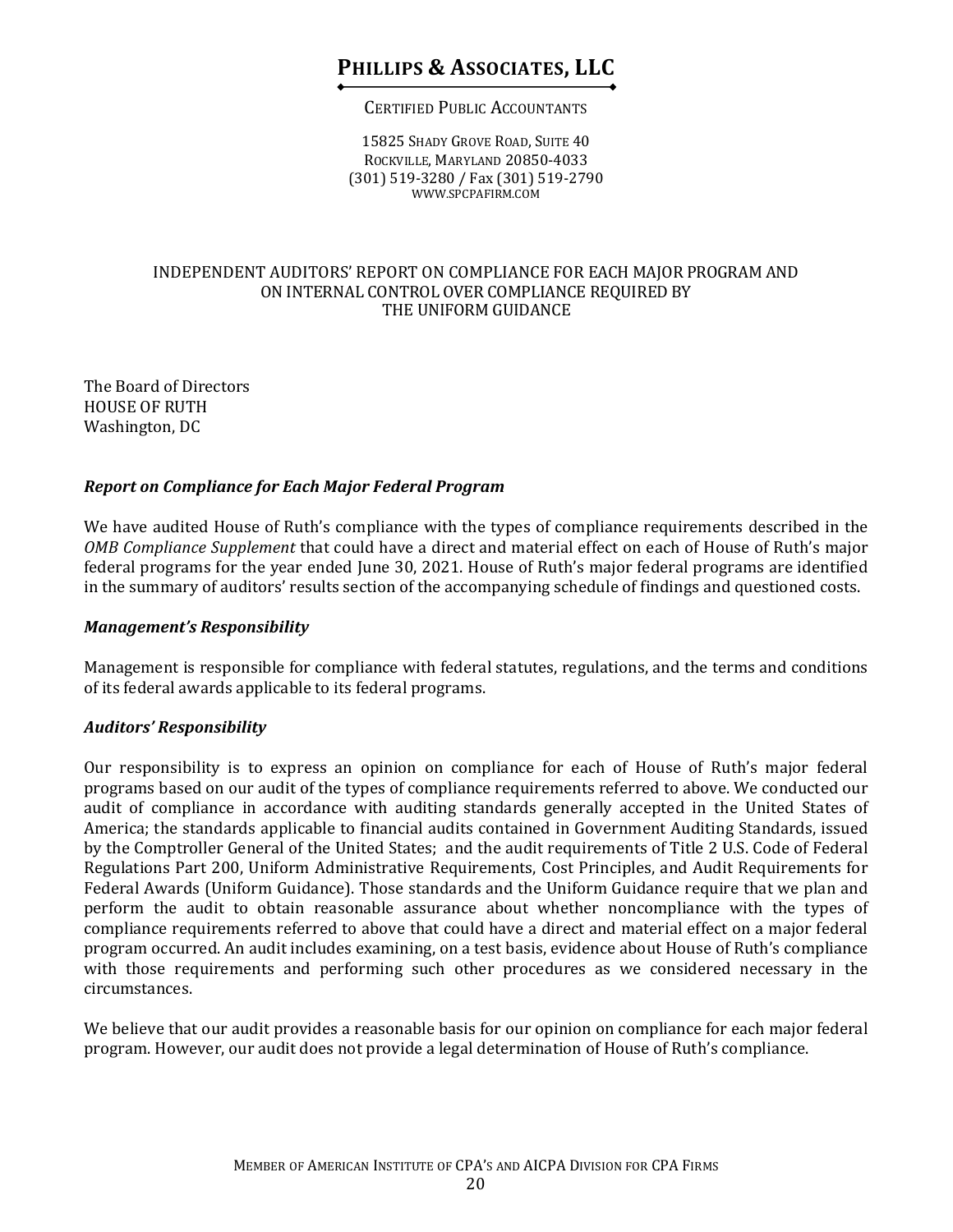# PHILLIPS & ASSOCIATES, LLC

CERTIFIED PUBLIC ACCOUNTANTS

15825 SHADY GROVE ROAD, SUITE 40
ROCKVILLE, MARYLAND 20850-4033
(301) 519-3280 / Fax (301) 519-2790
WWW.SPCPAFIRM.COM

INDEPENDENT AUDITORS' REPORT ON COMPLIANCE FOR EACH MAJOR PROGRAM AND ON INTERNAL CONTROL OVER COMPLIANCE REQUIRED BY THE UNIFORM GUIDANCE

The Board of Directors
HOUSE OF RUTH
Washington, DC

***Report on Compliance for Each Major Federal Program***

We have audited House of Ruth's compliance with the types of compliance requirements described in the *OMB Compliance Supplement* that could have a direct and material effect on each of House of Ruth's major federal programs for the year ended June 30, 2021. House of Ruth's major federal programs are identified in the summary of auditors' results section of the accompanying schedule of findings and questioned costs.

***Management's Responsibility***

Management is responsible for compliance with federal statutes, regulations, and the terms and conditions of its federal awards applicable to its federal programs.

***Auditors' Responsibility***

Our responsibility is to express an opinion on compliance for each of House of Ruth's major federal programs based on our audit of the types of compliance requirements referred to above. We conducted our audit of compliance in accordance with auditing standards generally accepted in the United States of America; the standards applicable to financial audits contained in Government Auditing Standards, issued by the Comptroller General of the United States; and the audit requirements of Title 2 U.S. Code of Federal Regulations Part 200, Uniform Administrative Requirements, Cost Principles, and Audit Requirements for Federal Awards (Uniform Guidance). Those standards and the Uniform Guidance require that we plan and perform the audit to obtain reasonable assurance about whether noncompliance with the types of compliance requirements referred to above that could have a direct and material effect on a major federal program occurred. An audit includes examining, on a test basis, evidence about House of Ruth's compliance with those requirements and performing such other procedures as we considered necessary in the circumstances.

We believe that our audit provides a reasonable basis for our opinion on compliance for each major federal program. However, our audit does not provide a legal determination of House of Ruth's compliance.

MEMBER OF AMERICAN INSTITUTE OF CPA'S AND AICPA DIVISION FOR CPA FIRMS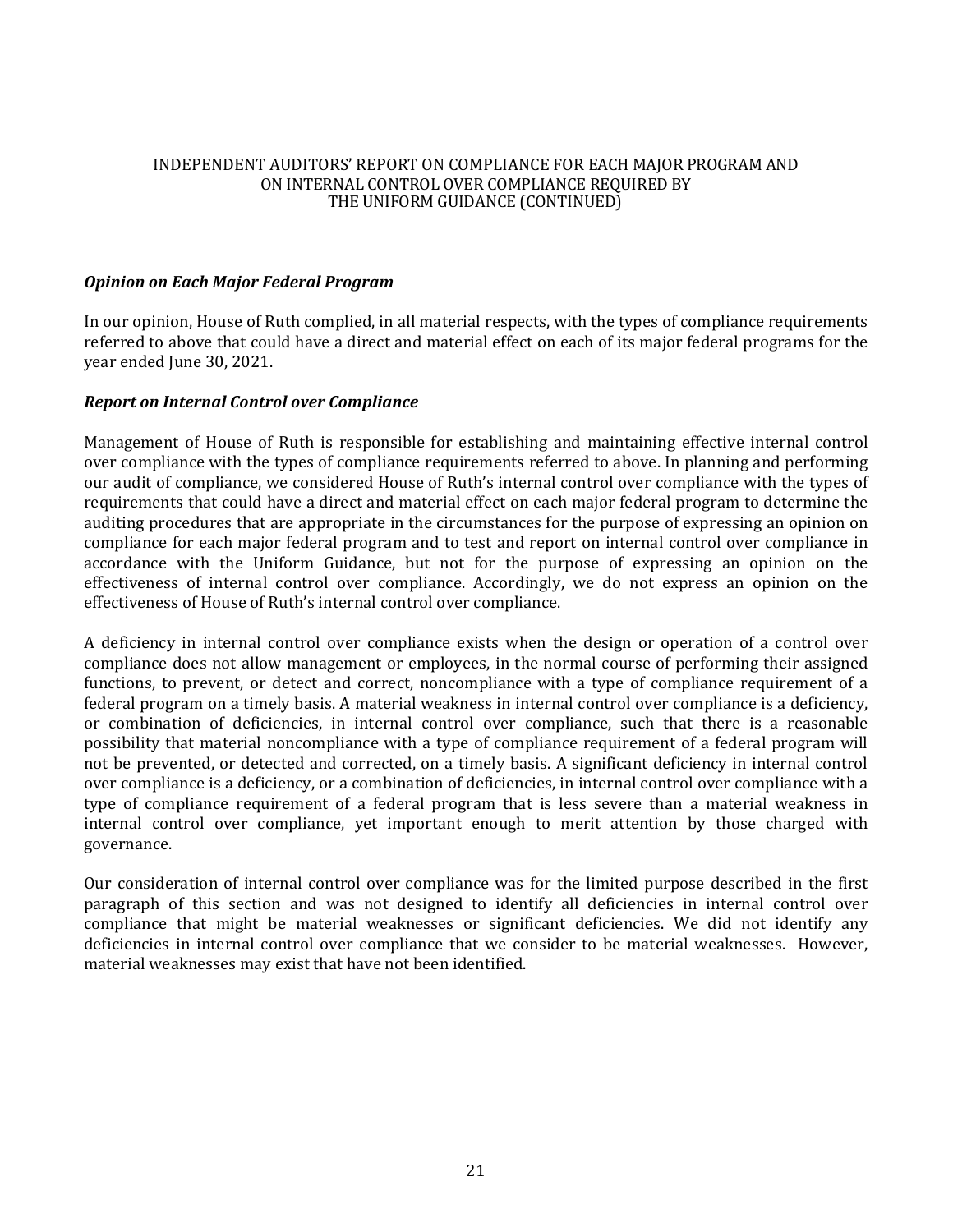INDEPENDENT AUDITORS' REPORT ON COMPLIANCE FOR EACH MAJOR PROGRAM AND
ON INTERNAL CONTROL OVER COMPLIANCE REQUIRED BY
THE UNIFORM GUIDANCE (CONTINUED)

***Opinion on Each Major Federal Program***

In our opinion, House of Ruth complied, in all material respects, with the types of compliance requirements referred to above that could have a direct and material effect on each of its major federal programs for the year ended June 30, 2021.

***Report on Internal Control over Compliance***

Management of House of Ruth is responsible for establishing and maintaining effective internal control over compliance with the types of compliance requirements referred to above. In planning and performing our audit of compliance, we considered House of Ruth's internal control over compliance with the types of requirements that could have a direct and material effect on each major federal program to determine the auditing procedures that are appropriate in the circumstances for the purpose of expressing an opinion on compliance for each major federal program and to test and report on internal control over compliance in accordance with the Uniform Guidance, but not for the purpose of expressing an opinion on the effectiveness of internal control over compliance. Accordingly, we do not express an opinion on the effectiveness of House of Ruth's internal control over compliance.

A deficiency in internal control over compliance exists when the design or operation of a control over compliance does not allow management or employees, in the normal course of performing their assigned functions, to prevent, or detect and correct, noncompliance with a type of compliance requirement of a federal program on a timely basis. A material weakness in internal control over compliance is a deficiency, or combination of deficiencies, in internal control over compliance, such that there is a reasonable possibility that material noncompliance with a type of compliance requirement of a federal program will not be prevented, or detected and corrected, on a timely basis. A significant deficiency in internal control over compliance is a deficiency, or a combination of deficiencies, in internal control over compliance with a type of compliance requirement of a federal program that is less severe than a material weakness in internal control over compliance, yet important enough to merit attention by those charged with governance.

Our consideration of internal control over compliance was for the limited purpose described in the first paragraph of this section and was not designed to identify all deficiencies in internal control over compliance that might be material weaknesses or significant deficiencies. We did not identify any deficiencies in internal control over compliance that we consider to be material weaknesses. However, material weaknesses may exist that have not been identified.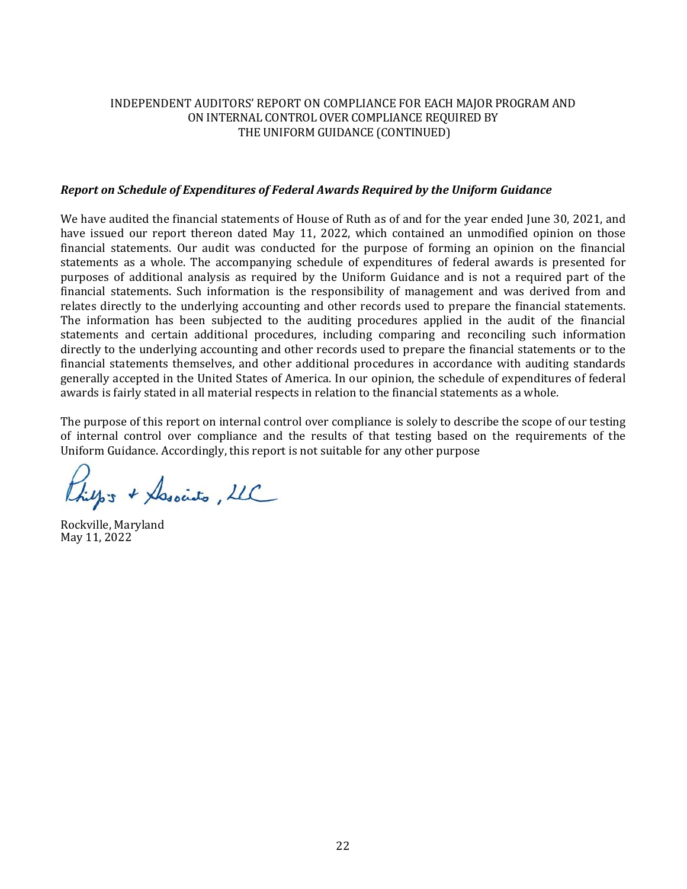INDEPENDENT AUDITORS' REPORT ON COMPLIANCE FOR EACH MAJOR PROGRAM AND ON INTERNAL CONTROL OVER COMPLIANCE REQUIRED BY THE UNIFORM GUIDANCE (CONTINUED)

***Report on Schedule of Expenditures of Federal Awards Required by the Uniform Guidance***

We have audited the financial statements of House of Ruth as of and for the year ended June 30, 2021, and have issued our report thereon dated May 11, 2022, which contained an unmodified opinion on those financial statements. Our audit was conducted for the purpose of forming an opinion on the financial statements as a whole. The accompanying schedule of expenditures of federal awards is presented for purposes of additional analysis as required by the Uniform Guidance and is not a required part of the financial statements. Such information is the responsibility of management and was derived from and relates directly to the underlying accounting and other records used to prepare the financial statements. The information has been subjected to the auditing procedures applied in the audit of the financial statements and certain additional procedures, including comparing and reconciling such information directly to the underlying accounting and other records used to prepare the financial statements or to the financial statements themselves, and other additional procedures in accordance with auditing standards generally accepted in the United States of America. In our opinion, the schedule of expenditures of federal awards is fairly stated in all material respects in relation to the financial statements as a whole.

The purpose of this report on internal control over compliance is solely to describe the scope of our testing of internal control over compliance and the results of that testing based on the requirements of the Uniform Guidance. Accordingly, this report is not suitable for any other purpose

Philips + Associates, LLC

Rockville, Maryland
May 11, 2022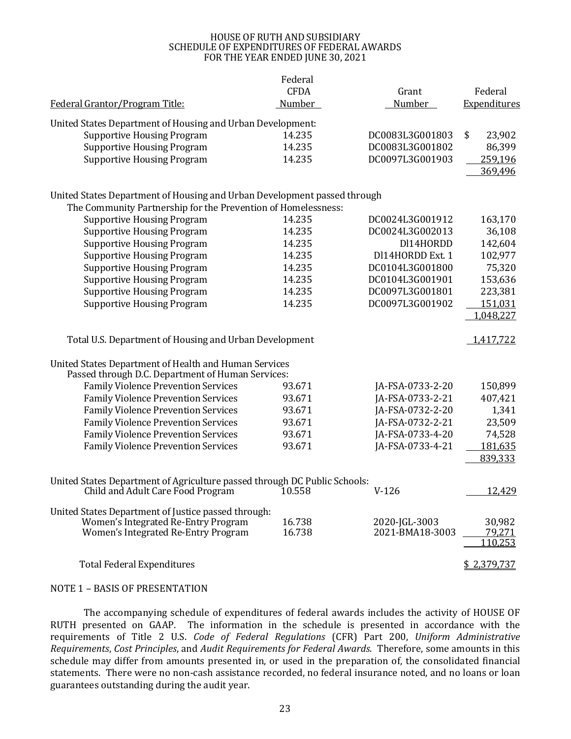# HOUSE OF RUTH AND SUBSIDIARY
## SCHEDULE OF EXPENDITURES OF FEDERAL AWARDS
## FOR THE YEAR ENDED JUNE 30, 2021

| Federal Grantor/Program Title: | Federal CFDA Number | Grant Number | Federal Expenditures |
|---|---|---|---|
| United States Department of Housing and Urban Development: | | | |
| Supportive Housing Program | 14.235 | DC0083L3G001803 | $ 23,902 |
| Supportive Housing Program | 14.235 | DC0083L3G001802 | 86,399 |
| Supportive Housing Program | 14.235 | DC0097L3G001903 | 259,196 |
| | | | 369,496 |
| United States Department of Housing and Urban Development passed through The Community Partnership for the Prevention of Homelessness: | | | |
| Supportive Housing Program | 14.235 | DC0024L3G001912 | 163,170 |
| Supportive Housing Program | 14.235 | DC0024L3G002013 | 36,108 |
| Supportive Housing Program | 14.235 | DI14HORDD | 142,604 |
| Supportive Housing Program | 14.235 | DI14HORDD Ext. 1 | 102,977 |
| Supportive Housing Program | 14.235 | DC0104L3G001800 | 75,320 |
| Supportive Housing Program | 14.235 | DC0104L3G001901 | 153,636 |
| Supportive Housing Program | 14.235 | DC0097L3G001801 | 223,381 |
| Supportive Housing Program | 14.235 | DC0097L3G001902 | 151,031 |
| | | | 1,048,227 |
| Total U.S. Department of Housing and Urban Development | | | 1,417,722 |
| United States Department of Health and Human Services Passed through D.C. Department of Human Services: | | | |
| Family Violence Prevention Services | 93.671 | JA-FSA-0733-2-20 | 150,899 |
| Family Violence Prevention Services | 93.671 | JA-FSA-0733-2-21 | 407,421 |
| Family Violence Prevention Services | 93.671 | JA-FSA-0732-2-20 | 1,341 |
| Family Violence Prevention Services | 93.671 | JA-FSA-0732-2-21 | 23,509 |
| Family Violence Prevention Services | 93.671 | JA-FSA-0733-4-20 | 74,528 |
| Family Violence Prevention Services | 93.671 | JA-FSA-0733-4-21 | 181,635 |
| | | | 839,333 |
| United States Department of Agriculture passed through DC Public Schools: | | | |
| Child and Adult Care Food Program | 10.558 | V-126 | 12,429 |
| United States Department of Justice passed through: | | | |
| Women's Integrated Re-Entry Program | 16.738 | 2020-JGL-3003 | 30,982 |
| Women's Integrated Re-Entry Program | 16.738 | 2021-BMA18-3003 | 79,271 |
| | | | 110,253 |
| Total Federal Expenditures | | | $ 2,379,737 |

NOTE 1 – BASIS OF PRESENTATION

The accompanying schedule of expenditures of federal awards includes the activity of HOUSE OF RUTH presented on GAAP. The information in the schedule is presented in accordance with the requirements of Title 2 U.S. *Code of Federal Regulations* (CFR) Part 200, *Uniform Administrative Requirements*, *Cost Principles*, and *Audit Requirements for Federal Awards*. Therefore, some amounts in this schedule may differ from amounts presented in, or used in the preparation of, the consolidated financial statements. There were no non-cash assistance recorded, no federal insurance noted, and no loans or loan guarantees outstanding during the audit year.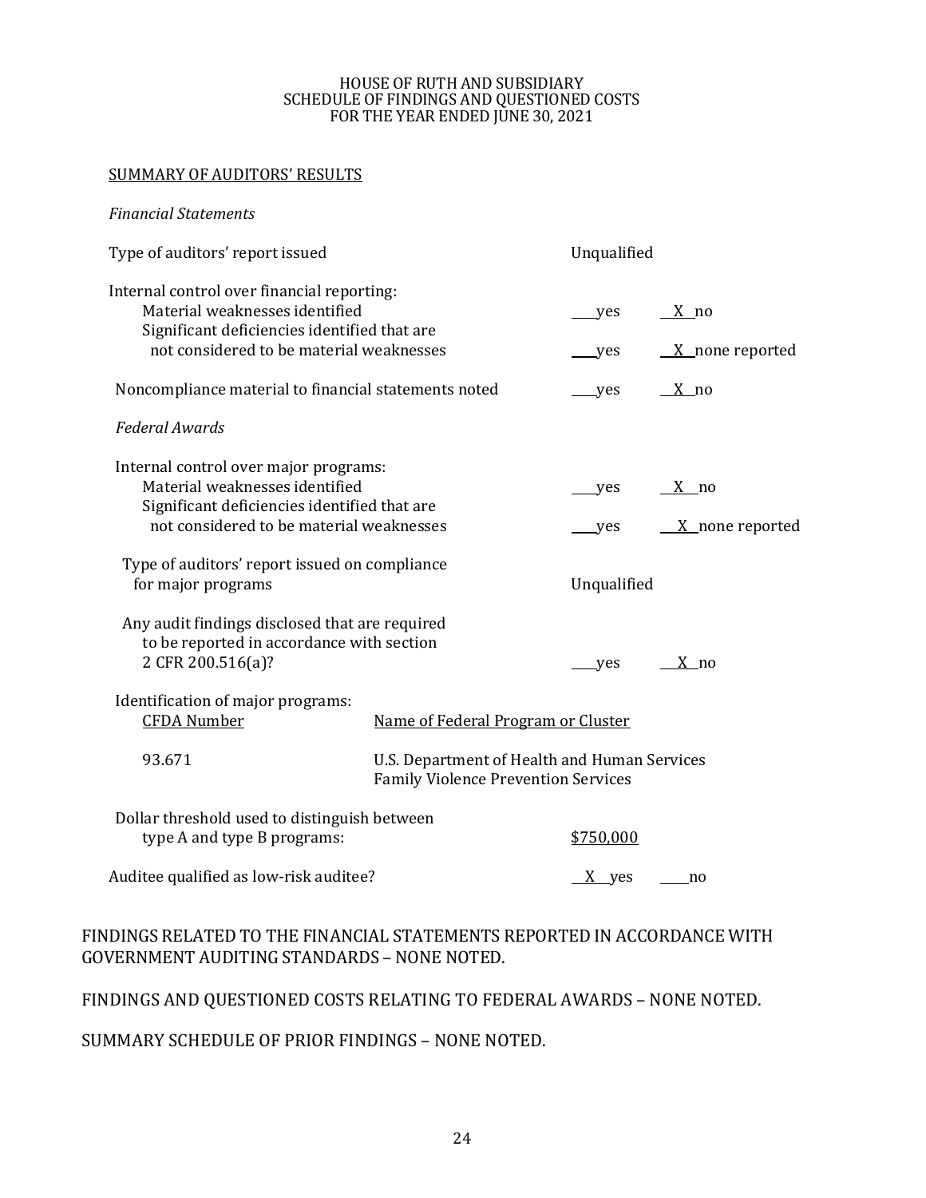# HOUSE OF RUTH AND SUBSIDIARY
## SCHEDULE OF FINDINGS AND QUESTIONED COSTS
## FOR THE YEAR ENDED JUNE 30, 2021

SUMMARY OF AUDITORS' RESULTS

*Financial Statements*

| | | |
|---|---|---|
| Type of auditors' report issued | Unqualified | |
| Internal control over financial reporting: | | |
| Material weaknesses identified | ___yes | X no |
| Significant deficiencies identified that are not considered to be material weaknesses | ___yes | X none reported |
| Noncompliance material to financial statements noted | ___yes | X no |

*Federal Awards*

| | | |
|---|---|---|
| Internal control over major programs: | | |
| Material weaknesses identified | ___yes | X no |
| Significant deficiencies identified that are not considered to be material weaknesses | ___yes | X none reported |
| Type of auditors' report issued on compliance for major programs | Unqualified | |
| Any audit findings disclosed that are required to be reported in accordance with section 2 CFR 200.516(a)? | ___yes | X no |

Identification of major programs:

| CFDA Number | Name of Federal Program or Cluster |
|---|---|
| 93.671 | U.S. Department of Health and Human Services Family Violence Prevention Services |

| | | |
|---|---|---|
| Dollar threshold used to distinguish between type A and type B programs: | $750,000 | |
| Auditee qualified as low-risk auditee? | X yes | ___no |

FINDINGS RELATED TO THE FINANCIAL STATEMENTS REPORTED IN ACCORDANCE WITH GOVERNMENT AUDITING STANDARDS – NONE NOTED.

FINDINGS AND QUESTIONED COSTS RELATING TO FEDERAL AWARDS – NONE NOTED.

SUMMARY SCHEDULE OF PRIOR FINDINGS – NONE NOTED.